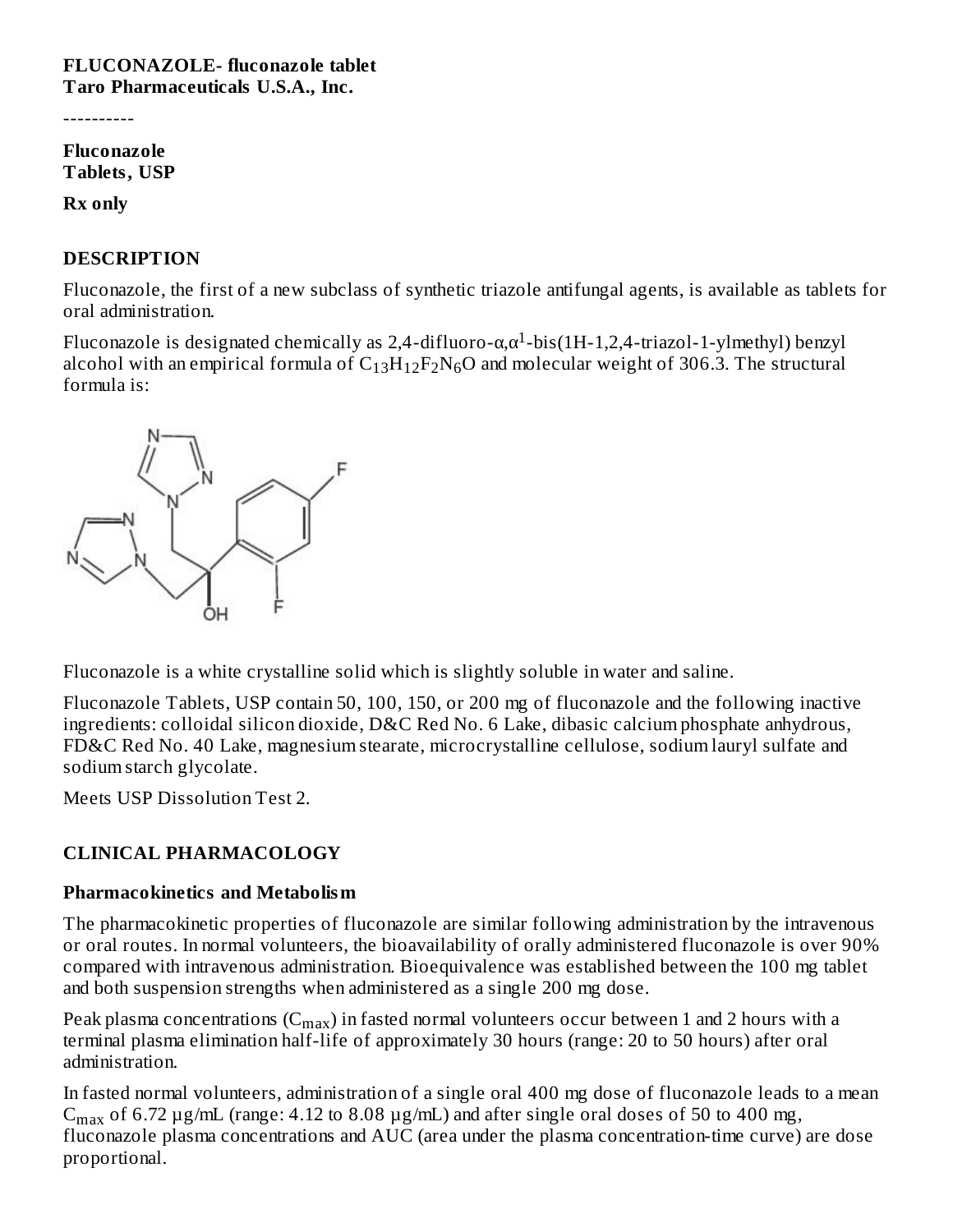**FLUCONAZOLE- fluconazole tablet**
**Taro Pharmaceuticals U.S.A., Inc.**

----------

**Fluconazole**
**Tablets, USP**

**Rx only**

## DESCRIPTION

Fluconazole, the first of a new subclass of synthetic triazole antifungal agents, is available as tablets for oral administration.

Fluconazole is designated chemically as 2,4-difluoro-α,α[1]-bis(1H-1,2,4-triazol-1-ylmethyl) benzyl alcohol with an empirical formula of $C_{13}H_{12}F_2N_6O$ and molecular weight of 306.3. The structural formula is:

Fluconazole is a white crystalline solid which is slightly soluble in water and saline.

Fluconazole Tablets, USP contain 50, 100, 150, or 200 mg of fluconazole and the following inactive ingredients: colloidal silicon dioxide, D&C Red No. 6 Lake, dibasic calcium phosphate anhydrous, FD&C Red No. 40 Lake, magnesium stearate, microcrystalline cellulose, sodium lauryl sulfate and sodium starch glycolate.

Meets USP Dissolution Test 2.

## CLINICAL PHARMACOLOGY

### Pharmacokinetics and Metabolism

The pharmacokinetic properties of fluconazole are similar following administration by the intravenous or oral routes. In normal volunteers, the bioavailability of orally administered fluconazole is over 90% compared with intravenous administration. Bioequivalence was established between the 100 mg tablet and both suspension strengths when administered as a single 200 mg dose.

Peak plasma concentrations ($C_{max}$) in fasted normal volunteers occur between 1 and 2 hours with a terminal plasma elimination half-life of approximately 30 hours (range: 20 to 50 hours) after oral administration.

In fasted normal volunteers, administration of a single oral 400 mg dose of fluconazole leads to a mean $C_{max}$ of 6.72 µg/mL (range: 4.12 to 8.08 µg/mL) and after single oral doses of 50 to 400 mg, fluconazole plasma concentrations and AUC (area under the plasma concentration-time curve) are dose proportional.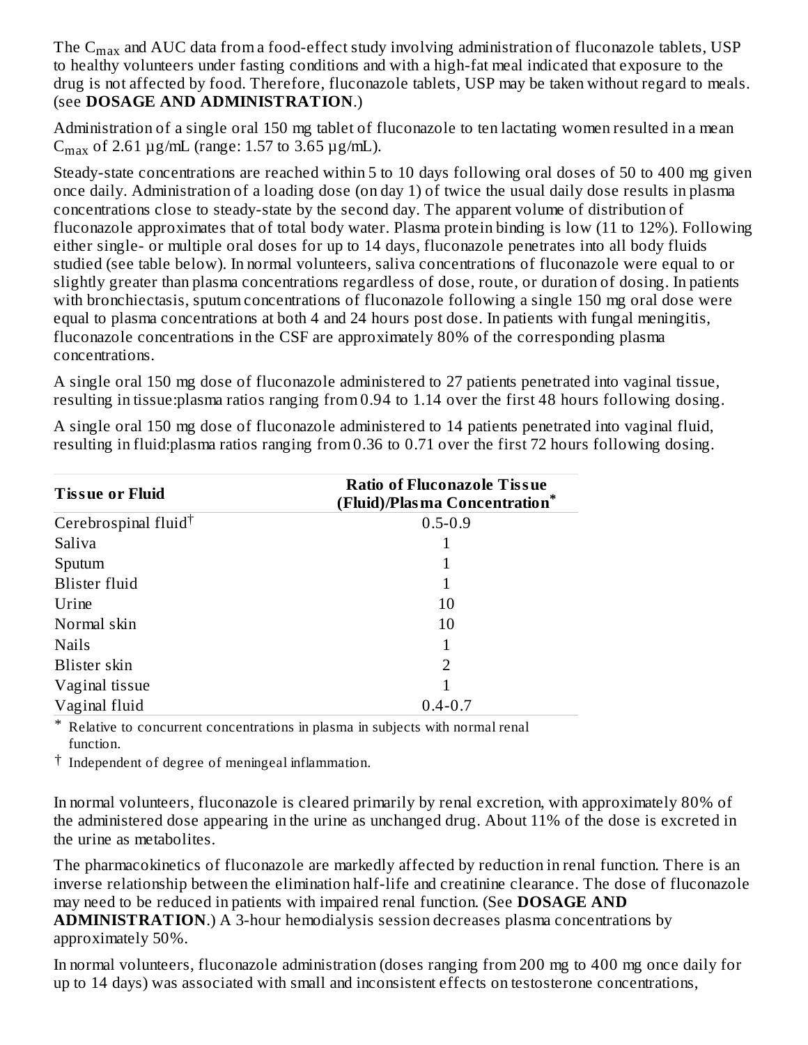The $C_{max}$ and AUC data from a food-effect study involving administration of fluconazole tablets, USP to healthy volunteers under fasting conditions and with a high-fat meal indicated that exposure to the drug is not affected by food. Therefore, fluconazole tablets, USP may be taken without regard to meals. (see **DOSAGE AND ADMINISTRATION**.)

Administration of a single oral 150 mg tablet of fluconazole to ten lactating women resulted in a mean $C_{max}$ of 2.61 µg/mL (range: 1.57 to 3.65 µg/mL).

Steady-state concentrations are reached within 5 to 10 days following oral doses of 50 to 400 mg given once daily. Administration of a loading dose (on day 1) of twice the usual daily dose results in plasma concentrations close to steady-state by the second day. The apparent volume of distribution of fluconazole approximates that of total body water. Plasma protein binding is low (11 to 12%). Following either single- or multiple oral doses for up to 14 days, fluconazole penetrates into all body fluids studied (see table below). In normal volunteers, saliva concentrations of fluconazole were equal to or slightly greater than plasma concentrations regardless of dose, route, or duration of dosing. In patients with bronchiectasis, sputum concentrations of fluconazole following a single 150 mg oral dose were equal to plasma concentrations at both 4 and 24 hours post dose. In patients with fungal meningitis, fluconazole concentrations in the CSF are approximately 80% of the corresponding plasma concentrations.

A single oral 150 mg dose of fluconazole administered to 27 patients penetrated into vaginal tissue, resulting in tissue:plasma ratios ranging from 0.94 to 1.14 over the first 48 hours following dosing.

A single oral 150 mg dose of fluconazole administered to 14 patients penetrated into vaginal fluid, resulting in fluid:plasma ratios ranging from 0.36 to 0.71 over the first 72 hours following dosing.

| Tissue or Fluid | Ratio of Fluconazole Tissue (Fluid)/Plasma Concentration* |
|---|---|
| Cerebrospinal fluid† | 0.5-0.9 |
| Saliva | 1 |
| Sputum | 1 |
| Blister fluid | 1 |
| Urine | 10 |
| Normal skin | 10 |
| Nails | 1 |
| Blister skin | 2 |
| Vaginal tissue | 1 |
| Vaginal fluid | 0.4-0.7 |

\* Relative to concurrent concentrations in plasma in subjects with normal renal function.

† Independent of degree of meningeal inflammation.

In normal volunteers, fluconazole is cleared primarily by renal excretion, with approximately 80% of the administered dose appearing in the urine as unchanged drug. About 11% of the dose is excreted in the urine as metabolites.

The pharmacokinetics of fluconazole are markedly affected by reduction in renal function. There is an inverse relationship between the elimination half-life and creatinine clearance. The dose of fluconazole may need to be reduced in patients with impaired renal function. (See **DOSAGE AND ADMINISTRATION**.) A 3-hour hemodialysis session decreases plasma concentrations by approximately 50%.

In normal volunteers, fluconazole administration (doses ranging from 200 mg to 400 mg once daily for up to 14 days) was associated with small and inconsistent effects on testosterone concentrations,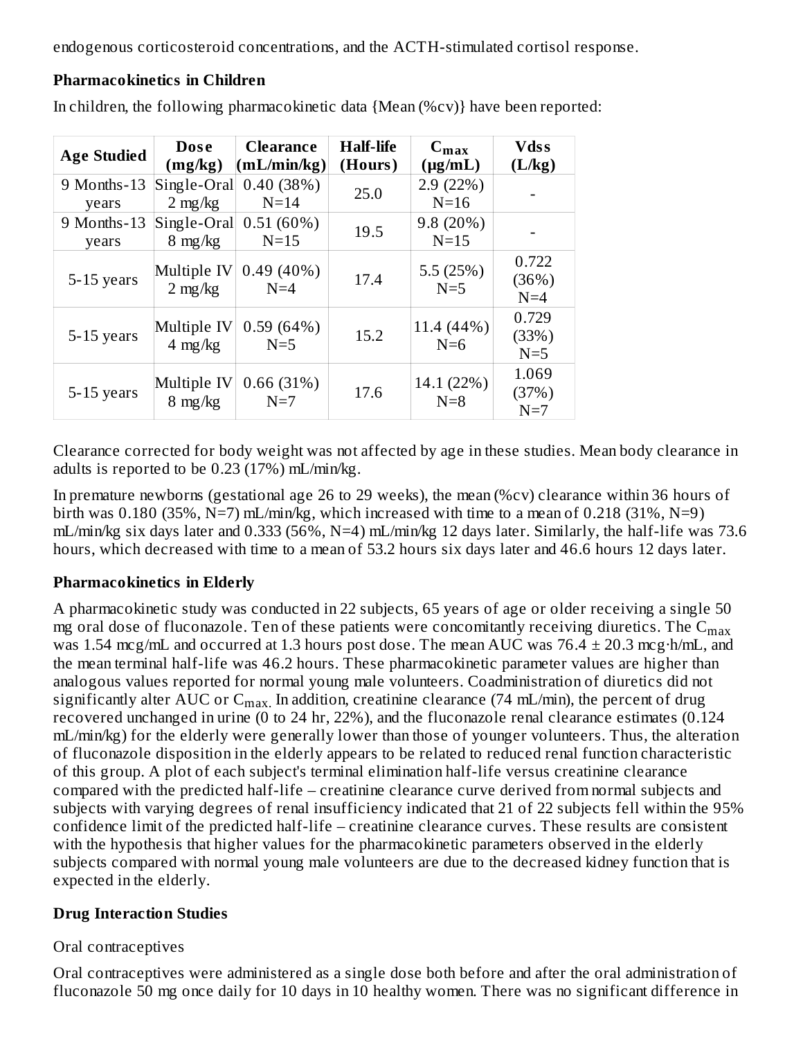endogenous corticosteroid concentrations, and the ACTH-stimulated cortisol response.

**Pharmacokinetics in Children**

In children, the following pharmacokinetic data {Mean (%cv)} have been reported:

| Age Studied | Dose (mg/kg) | Clearance (mL/min/kg) | Half-life (Hours) | $C_{max}$ (μg/mL) | Vdss (L/kg) |
|---|---|---|---|---|---|
| 9 Months-13 years | Single-Oral 2 mg/kg | 0.40 (38%) N=14 | 25.0 | 2.9 (22%) N=16 | - |
| 9 Months-13 years | Single-Oral 8 mg/kg | 0.51 (60%) N=15 | 19.5 | 9.8 (20%) N=15 | - |
| 5-15 years | Multiple IV 2 mg/kg | 0.49 (40%) N=4 | 17.4 | 5.5 (25%) N=5 | 0.722 (36%) N=4 |
| 5-15 years | Multiple IV 4 mg/kg | 0.59 (64%) N=5 | 15.2 | 11.4 (44%) N=6 | 0.729 (33%) N=5 |
| 5-15 years | Multiple IV 8 mg/kg | 0.66 (31%) N=7 | 17.6 | 14.1 (22%) N=8 | 1.069 (37%) N=7 |

Clearance corrected for body weight was not affected by age in these studies. Mean body clearance in adults is reported to be 0.23 (17%) mL/min/kg.

In premature newborns (gestational age 26 to 29 weeks), the mean (%cv) clearance within 36 hours of birth was 0.180 (35%, N=7) mL/min/kg, which increased with time to a mean of 0.218 (31%, N=9) mL/min/kg six days later and 0.333 (56%, N=4) mL/min/kg 12 days later. Similarly, the half-life was 73.6 hours, which decreased with time to a mean of 53.2 hours six days later and 46.6 hours 12 days later.

**Pharmacokinetics in Elderly**

A pharmacokinetic study was conducted in 22 subjects, 65 years of age or older receiving a single 50 mg oral dose of fluconazole. Ten of these patients were concomitantly receiving diuretics. The $C_{max}$ was 1.54 mcg/mL and occurred at 1.3 hours post dose. The mean AUC was 76.4 ± 20.3 mcg·h/mL, and the mean terminal half-life was 46.2 hours. These pharmacokinetic parameter values are higher than analogous values reported for normal young male volunteers. Coadministration of diuretics did not significantly alter AUC or $C_{max}$. In addition, creatinine clearance (74 mL/min), the percent of drug recovered unchanged in urine (0 to 24 hr, 22%), and the fluconazole renal clearance estimates (0.124 mL/min/kg) for the elderly were generally lower than those of younger volunteers. Thus, the alteration of fluconazole disposition in the elderly appears to be related to reduced renal function characteristic of this group. A plot of each subject's terminal elimination half-life versus creatinine clearance compared with the predicted half-life – creatinine clearance curve derived from normal subjects and subjects with varying degrees of renal insufficiency indicated that 21 of 22 subjects fell within the 95% confidence limit of the predicted half-life – creatinine clearance curves. These results are consistent with the hypothesis that higher values for the pharmacokinetic parameters observed in the elderly subjects compared with normal young male volunteers are due to the decreased kidney function that is expected in the elderly.

**Drug Interaction Studies**

Oral contraceptives

Oral contraceptives were administered as a single dose both before and after the oral administration of fluconazole 50 mg once daily for 10 days in 10 healthy women. There was no significant difference in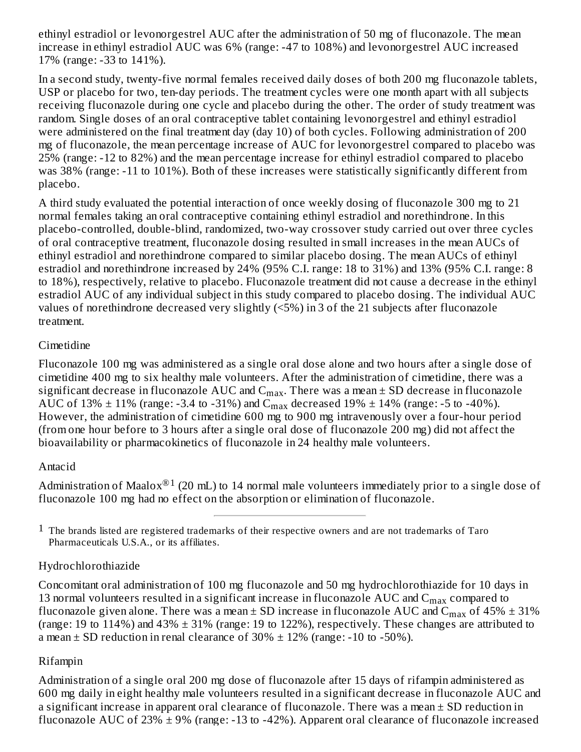ethinyl estradiol or levonorgestrel AUC after the administration of 50 mg of fluconazole. The mean increase in ethinyl estradiol AUC was 6% (range: -47 to 108%) and levonorgestrel AUC increased 17% (range: -33 to 141%).

In a second study, twenty-five normal females received daily doses of both 200 mg fluconazole tablets, USP or placebo for two, ten-day periods. The treatment cycles were one month apart with all subjects receiving fluconazole during one cycle and placebo during the other. The order of study treatment was random. Single doses of an oral contraceptive tablet containing levonorgestrel and ethinyl estradiol were administered on the final treatment day (day 10) of both cycles. Following administration of 200 mg of fluconazole, the mean percentage increase of AUC for levonorgestrel compared to placebo was 25% (range: -12 to 82%) and the mean percentage increase for ethinyl estradiol compared to placebo was 38% (range: -11 to 101%). Both of these increases were statistically significantly different from placebo.

A third study evaluated the potential interaction of once weekly dosing of fluconazole 300 mg to 21 normal females taking an oral contraceptive containing ethinyl estradiol and norethindrone. In this placebo-controlled, double-blind, randomized, two-way crossover study carried out over three cycles of oral contraceptive treatment, fluconazole dosing resulted in small increases in the mean AUCs of ethinyl estradiol and norethindrone compared to similar placebo dosing. The mean AUCs of ethinyl estradiol and norethindrone increased by 24% (95% C.I. range: 18 to 31%) and 13% (95% C.I. range: 8 to 18%), respectively, relative to placebo. Fluconazole treatment did not cause a decrease in the ethinyl estradiol AUC of any individual subject in this study compared to placebo dosing. The individual AUC values of norethindrone decreased very slightly (<5%) in 3 of the 21 subjects after fluconazole treatment.

Cimetidine

Fluconazole 100 mg was administered as a single oral dose alone and two hours after a single dose of cimetidine 400 mg to six healthy male volunteers. After the administration of cimetidine, there was a significant decrease in fluconazole AUC and $C_{max}$. There was a mean ± SD decrease in fluconazole AUC of 13% ± 11% (range: -3.4 to -31%) and $C_{max}$ decreased 19% ± 14% (range: -5 to -40%). However, the administration of cimetidine 600 mg to 900 mg intravenously over a four-hour period (from one hour before to 3 hours after a single oral dose of fluconazole 200 mg) did not affect the bioavailability or pharmacokinetics of fluconazole in 24 healthy male volunteers.

Antacid

Administration of Maalox®[1] (20 mL) to 14 normal male volunteers immediately prior to a single dose of fluconazole 100 mg had no effect on the absorption or elimination of fluconazole.

---

[1] The brands listed are registered trademarks of their respective owners and are not trademarks of Taro Pharmaceuticals U.S.A., or its affiliates.

Hydrochlorothiazide

Concomitant oral administration of 100 mg fluconazole and 50 mg hydrochlorothiazide for 10 days in 13 normal volunteers resulted in a significant increase in fluconazole AUC and $C_{max}$ compared to fluconazole given alone. There was a mean ± SD increase in fluconazole AUC and $C_{max}$ of 45% ± 31% (range: 19 to 114%) and 43% ± 31% (range: 19 to 122%), respectively. These changes are attributed to a mean ± SD reduction in renal clearance of 30% ± 12% (range: -10 to -50%).

Rifampin

Administration of a single oral 200 mg dose of fluconazole after 15 days of rifampin administered as 600 mg daily in eight healthy male volunteers resulted in a significant decrease in fluconazole AUC and a significant increase in apparent oral clearance of fluconazole. There was a mean ± SD reduction in fluconazole AUC of 23% ± 9% (range: -13 to -42%). Apparent oral clearance of fluconazole increased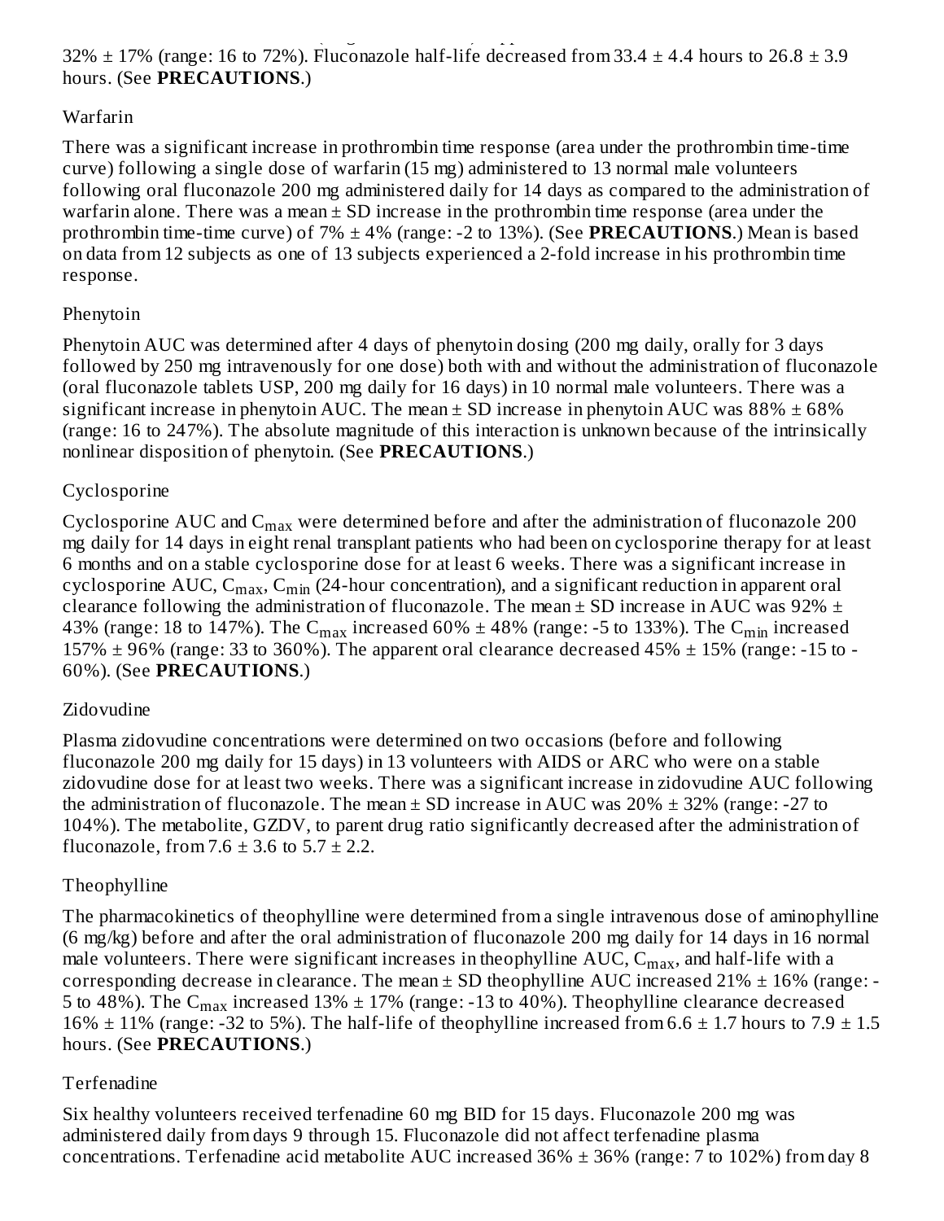32% ± 17% (range: 16 to 72%). Fluconazole half-life decreased from 33.4 ± 4.4 hours to 26.8 ± 3.9 hours. (See **PRECAUTIONS**.)

Warfarin

There was a significant increase in prothrombin time response (area under the prothrombin time-time curve) following a single dose of warfarin (15 mg) administered to 13 normal male volunteers following oral fluconazole 200 mg administered daily for 14 days as compared to the administration of warfarin alone. There was a mean ± SD increase in the prothrombin time response (area under the prothrombin time-time curve) of 7% ± 4% (range: -2 to 13%). (See **PRECAUTIONS**.) Mean is based on data from 12 subjects as one of 13 subjects experienced a 2-fold increase in his prothrombin time response.

Phenytoin

Phenytoin AUC was determined after 4 days of phenytoin dosing (200 mg daily, orally for 3 days followed by 250 mg intravenously for one dose) both with and without the administration of fluconazole (oral fluconazole tablets USP, 200 mg daily for 16 days) in 10 normal male volunteers. There was a significant increase in phenytoin AUC. The mean ± SD increase in phenytoin AUC was 88% ± 68% (range: 16 to 247%). The absolute magnitude of this interaction is unknown because of the intrinsically nonlinear disposition of phenytoin. (See **PRECAUTIONS**.)

Cyclosporine

Cyclosporine AUC and $C_{max}$ were determined before and after the administration of fluconazole 200 mg daily for 14 days in eight renal transplant patients who had been on cyclosporine therapy for at least 6 months and on a stable cyclosporine dose for at least 6 weeks. There was a significant increase in cyclosporine AUC, $C_{max}$, $C_{min}$ (24-hour concentration), and a significant reduction in apparent oral clearance following the administration of fluconazole. The mean ± SD increase in AUC was 92% ± 43% (range: 18 to 147%). The $C_{max}$ increased 60% ± 48% (range: -5 to 133%). The $C_{min}$ increased 157% ± 96% (range: 33 to 360%). The apparent oral clearance decreased 45% ± 15% (range: -15 to -60%). (See **PRECAUTIONS**.)

Zidovudine

Plasma zidovudine concentrations were determined on two occasions (before and following fluconazole 200 mg daily for 15 days) in 13 volunteers with AIDS or ARC who were on a stable zidovudine dose for at least two weeks. There was a significant increase in zidovudine AUC following the administration of fluconazole. The mean ± SD increase in AUC was 20% ± 32% (range: -27 to 104%). The metabolite, GZDV, to parent drug ratio significantly decreased after the administration of fluconazole, from 7.6 ± 3.6 to 5.7 ± 2.2.

Theophylline

The pharmacokinetics of theophylline were determined from a single intravenous dose of aminophylline (6 mg/kg) before and after the oral administration of fluconazole 200 mg daily for 14 days in 16 normal male volunteers. There were significant increases in theophylline AUC, $C_{max}$, and half-life with a corresponding decrease in clearance. The mean ± SD theophylline AUC increased 21% ± 16% (range: -5 to 48%). The $C_{max}$ increased 13% ± 17% (range: -13 to 40%). Theophylline clearance decreased 16% ± 11% (range: -32 to 5%). The half-life of theophylline increased from 6.6 ± 1.7 hours to 7.9 ± 1.5 hours. (See **PRECAUTIONS**.)

Terfenadine

Six healthy volunteers received terfenadine 60 mg BID for 15 days. Fluconazole 200 mg was administered daily from days 9 through 15. Fluconazole did not affect terfenadine plasma concentrations. Terfenadine acid metabolite AUC increased 36% ± 36% (range: 7 to 102%) from day 8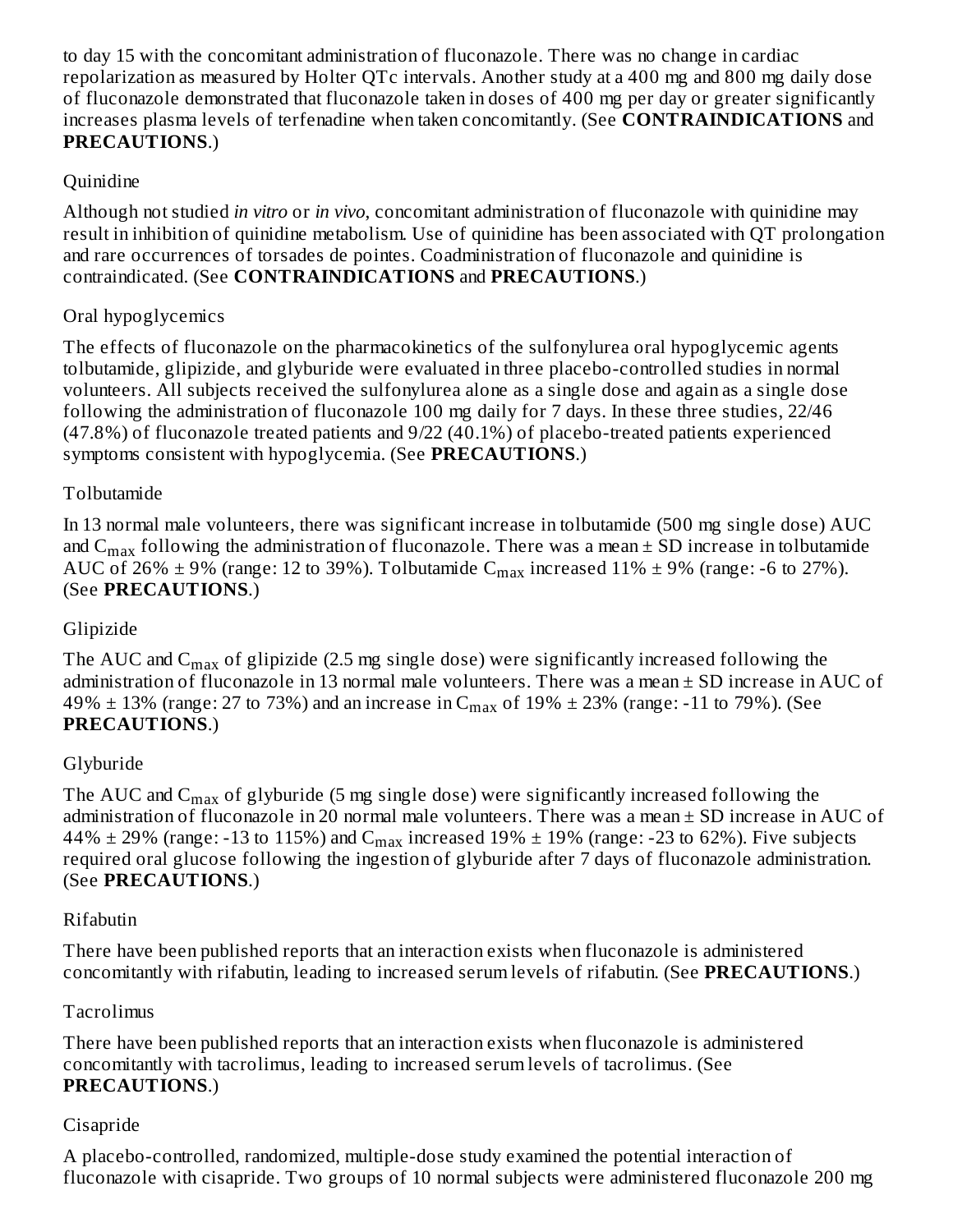to day 15 with the concomitant administration of fluconazole. There was no change in cardiac repolarization as measured by Holter QTc intervals. Another study at a 400 mg and 800 mg daily dose of fluconazole demonstrated that fluconazole taken in doses of 400 mg per day or greater significantly increases plasma levels of terfenadine when taken concomitantly. (See **CONTRAINDICATIONS** and **PRECAUTIONS**.)

Quinidine

Although not studied *in vitro* or *in vivo*, concomitant administration of fluconazole with quinidine may result in inhibition of quinidine metabolism. Use of quinidine has been associated with QT prolongation and rare occurrences of torsades de pointes. Coadministration of fluconazole and quinidine is contraindicated. (See **CONTRAINDICATIONS** and **PRECAUTIONS**.)

Oral hypoglycemics

The effects of fluconazole on the pharmacokinetics of the sulfonylurea oral hypoglycemic agents tolbutamide, glipizide, and glyburide were evaluated in three placebo-controlled studies in normal volunteers. All subjects received the sulfonylurea alone as a single dose and again as a single dose following the administration of fluconazole 100 mg daily for 7 days. In these three studies, 22/46 (47.8%) of fluconazole treated patients and 9/22 (40.1%) of placebo-treated patients experienced symptoms consistent with hypoglycemia. (See **PRECAUTIONS**.)

Tolbutamide

In 13 normal male volunteers, there was significant increase in tolbutamide (500 mg single dose) AUC and $C_{max}$ following the administration of fluconazole. There was a mean ± SD increase in tolbutamide AUC of 26% ± 9% (range: 12 to 39%). Tolbutamide $C_{max}$ increased 11% ± 9% (range: -6 to 27%). (See **PRECAUTIONS**.)

Glipizide

The AUC and $C_{max}$ of glipizide (2.5 mg single dose) were significantly increased following the administration of fluconazole in 13 normal male volunteers. There was a mean ± SD increase in AUC of 49% ± 13% (range: 27 to 73%) and an increase in $C_{max}$ of 19% ± 23% (range: -11 to 79%). (See **PRECAUTIONS**.)

Glyburide

The AUC and $C_{max}$ of glyburide (5 mg single dose) were significantly increased following the administration of fluconazole in 20 normal male volunteers. There was a mean ± SD increase in AUC of 44% ± 29% (range: -13 to 115%) and $C_{max}$ increased 19% ± 19% (range: -23 to 62%). Five subjects required oral glucose following the ingestion of glyburide after 7 days of fluconazole administration. (See **PRECAUTIONS**.)

Rifabutin

There have been published reports that an interaction exists when fluconazole is administered concomitantly with rifabutin, leading to increased serum levels of rifabutin. (See **PRECAUTIONS**.)

Tacrolimus

There have been published reports that an interaction exists when fluconazole is administered concomitantly with tacrolimus, leading to increased serum levels of tacrolimus. (See **PRECAUTIONS**.)

Cisapride

A placebo-controlled, randomized, multiple-dose study examined the potential interaction of fluconazole with cisapride. Two groups of 10 normal subjects were administered fluconazole 200 mg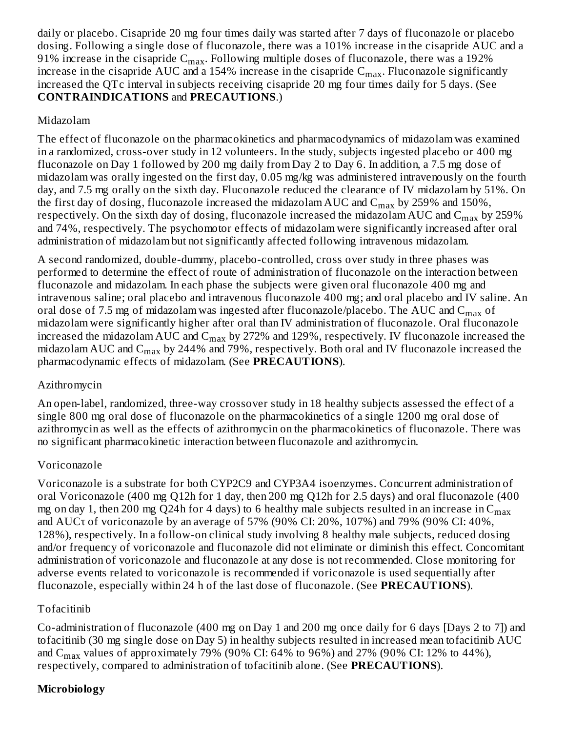daily or placebo. Cisapride 20 mg four times daily was started after 7 days of fluconazole or placebo dosing. Following a single dose of fluconazole, there was a 101% increase in the cisapride AUC and a 91% increase in the cisapride $C_{max}$. Following multiple doses of fluconazole, there was a 192% increase in the cisapride AUC and a 154% increase in the cisapride $C_{max}$. Fluconazole significantly increased the QTc interval in subjects receiving cisapride 20 mg four times daily for 5 days. (See **CONTRAINDICATIONS** and **PRECAUTIONS**.)

Midazolam

The effect of fluconazole on the pharmacokinetics and pharmacodynamics of midazolam was examined in a randomized, cross-over study in 12 volunteers. In the study, subjects ingested placebo or 400 mg fluconazole on Day 1 followed by 200 mg daily from Day 2 to Day 6. In addition, a 7.5 mg dose of midazolam was orally ingested on the first day, 0.05 mg/kg was administered intravenously on the fourth day, and 7.5 mg orally on the sixth day. Fluconazole reduced the clearance of IV midazolam by 51%. On the first day of dosing, fluconazole increased the midazolam AUC and $C_{max}$ by 259% and 150%, respectively. On the sixth day of dosing, fluconazole increased the midazolam AUC and $C_{max}$ by 259% and 74%, respectively. The psychomotor effects of midazolam were significantly increased after oral administration of midazolam but not significantly affected following intravenous midazolam.

A second randomized, double-dummy, placebo-controlled, cross over study in three phases was performed to determine the effect of route of administration of fluconazole on the interaction between fluconazole and midazolam. In each phase the subjects were given oral fluconazole 400 mg and intravenous saline; oral placebo and intravenous fluconazole 400 mg; and oral placebo and IV saline. An oral dose of 7.5 mg of midazolam was ingested after fluconazole/placebo. The AUC and $C_{max}$ of midazolam were significantly higher after oral than IV administration of fluconazole. Oral fluconazole increased the midazolam AUC and $C_{max}$ by 272% and 129%, respectively. IV fluconazole increased the midazolam AUC and $C_{max}$ by 244% and 79%, respectively. Both oral and IV fluconazole increased the pharmacodynamic effects of midazolam. (See **PRECAUTIONS**).

Azithromycin

An open-label, randomized, three-way crossover study in 18 healthy subjects assessed the effect of a single 800 mg oral dose of fluconazole on the pharmacokinetics of a single 1200 mg oral dose of azithromycin as well as the effects of azithromycin on the pharmacokinetics of fluconazole. There was no significant pharmacokinetic interaction between fluconazole and azithromycin.

Voriconazole

Voriconazole is a substrate for both CYP2C9 and CYP3A4 isoenzymes. Concurrent administration of oral Voriconazole (400 mg Q12h for 1 day, then 200 mg Q12h for 2.5 days) and oral fluconazole (400 mg on day 1, then 200 mg Q24h for 4 days) to 6 healthy male subjects resulted in an increase in $C_{max}$ and $AUC_{\tau}$ of voriconazole by an average of 57% (90% CI: 20%, 107%) and 79% (90% CI: 40%, 128%), respectively. In a follow-on clinical study involving 8 healthy male subjects, reduced dosing and/or frequency of voriconazole and fluconazole did not eliminate or diminish this effect. Concomitant administration of voriconazole and fluconazole at any dose is not recommended. Close monitoring for adverse events related to voriconazole is recommended if voriconazole is used sequentially after fluconazole, especially within 24 h of the last dose of fluconazole. (See **PRECAUTIONS**).

Tofacitinib

Co-administration of fluconazole (400 mg on Day 1 and 200 mg once daily for 6 days [Days 2 to 7]) and tofacitinib (30 mg single dose on Day 5) in healthy subjects resulted in increased mean tofacitinib AUC and $C_{max}$ values of approximately 79% (90% CI: 64% to 96%) and 27% (90% CI: 12% to 44%), respectively, compared to administration of tofacitinib alone. (See **PRECAUTIONS**).

**Microbiology**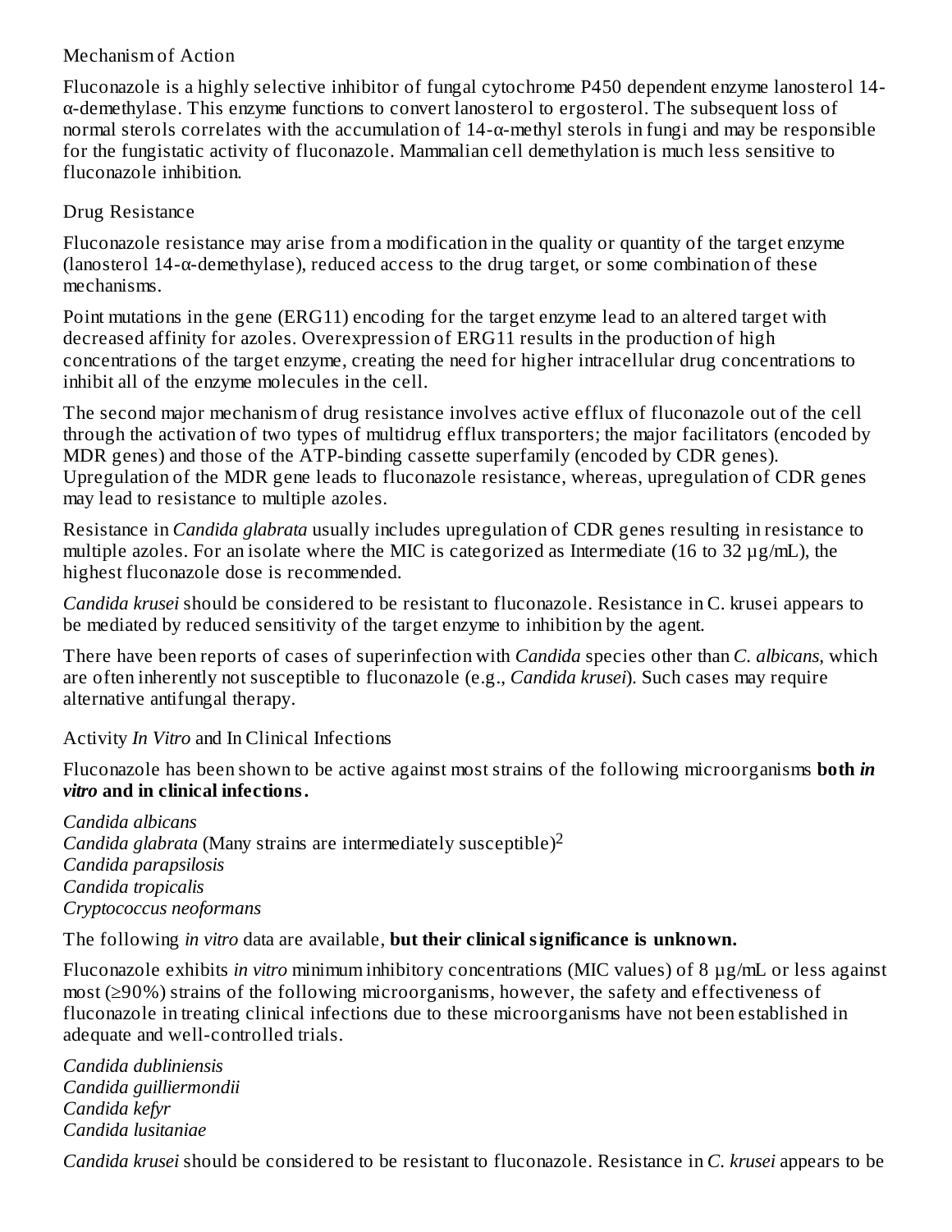### Mechanism of Action

Fluconazole is a highly selective inhibitor of fungal cytochrome P450 dependent enzyme lanosterol 14-α-demethylase. This enzyme functions to convert lanosterol to ergosterol. The subsequent loss of normal sterols correlates with the accumulation of 14-α-methyl sterols in fungi and may be responsible for the fungistatic activity of fluconazole. Mammalian cell demethylation is much less sensitive to fluconazole inhibition.

### Drug Resistance

Fluconazole resistance may arise from a modification in the quality or quantity of the target enzyme (lanosterol 14-α-demethylase), reduced access to the drug target, or some combination of these mechanisms.

Point mutations in the gene (ERG11) encoding for the target enzyme lead to an altered target with decreased affinity for azoles. Overexpression of ERG11 results in the production of high concentrations of the target enzyme, creating the need for higher intracellular drug concentrations to inhibit all of the enzyme molecules in the cell.

The second major mechanism of drug resistance involves active efflux of fluconazole out of the cell through the activation of two types of multidrug efflux transporters; the major facilitators (encoded by MDR genes) and those of the ATP-binding cassette superfamily (encoded by CDR genes). Upregulation of the MDR gene leads to fluconazole resistance, whereas, upregulation of CDR genes may lead to resistance to multiple azoles.

Resistance in *Candida glabrata* usually includes upregulation of CDR genes resulting in resistance to multiple azoles. For an isolate where the MIC is categorized as Intermediate (16 to 32 µg/mL), the highest fluconazole dose is recommended.

*Candida krusei* should be considered to be resistant to fluconazole. Resistance in C. krusei appears to be mediated by reduced sensitivity of the target enzyme to inhibition by the agent.

There have been reports of cases of superinfection with *Candida* species other than *C. albicans*, which are often inherently not susceptible to fluconazole (e.g., *Candida krusei*). Such cases may require alternative antifungal therapy.

### Activity *In Vitro* and In Clinical Infections

Fluconazole has been shown to be active against most strains of the following microorganisms **both *in vitro* and in clinical infections.**

*Candida albicans*
*Candida glabrata* (Many strains are intermediately susceptible)[2]
*Candida parapsilosis*
*Candida tropicalis*
*Cryptococcus neoformans*

The following *in vitro* data are available, **but their clinical significance is unknown.**

Fluconazole exhibits *in vitro* minimum inhibitory concentrations (MIC values) of 8 µg/mL or less against most (≥90%) strains of the following microorganisms, however, the safety and effectiveness of fluconazole in treating clinical infections due to these microorganisms have not been established in adequate and well-controlled trials.

*Candida dubliniensis*
*Candida guilliermondii*
*Candida kefyr*
*Candida lusitaniae*

*Candida krusei* should be considered to be resistant to fluconazole. Resistance in *C. krusei* appears to be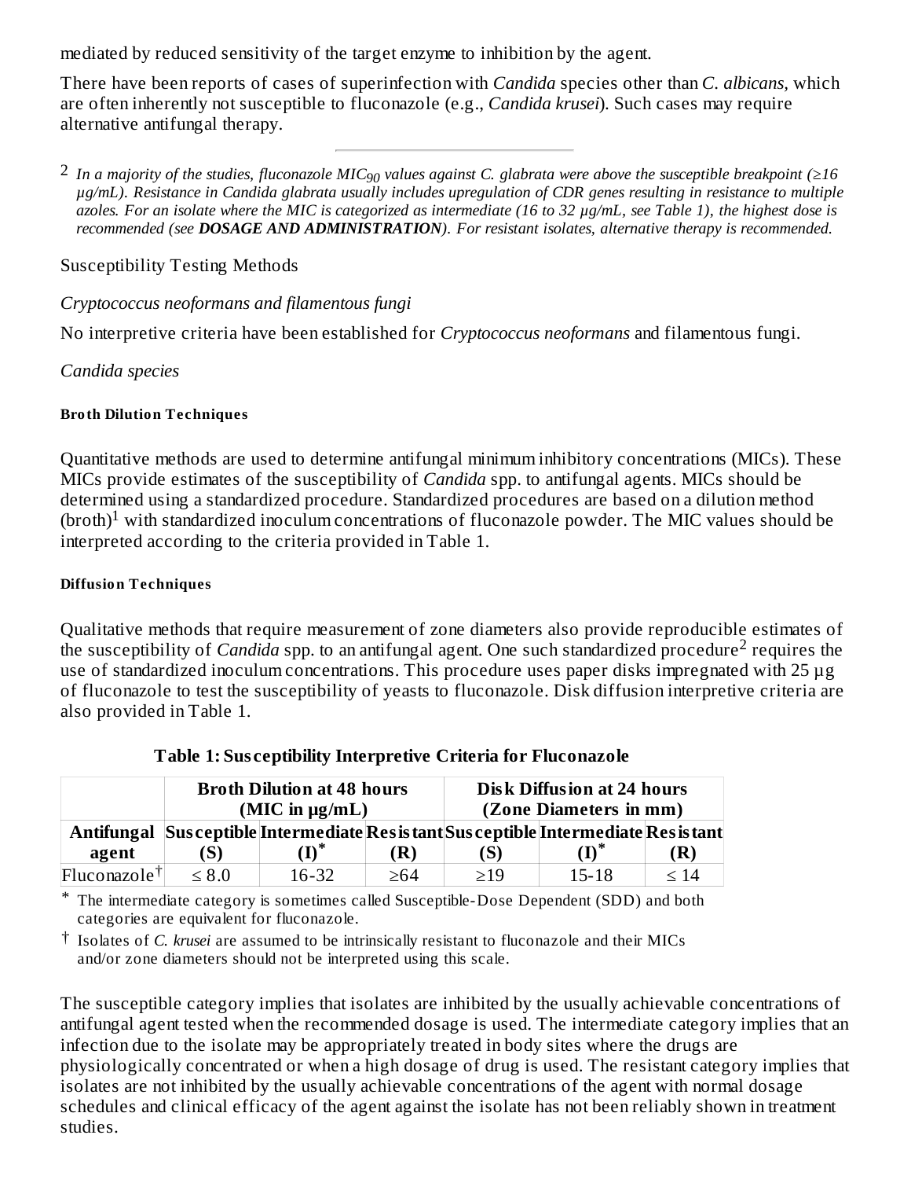mediated by reduced sensitivity of the target enzyme to inhibition by the agent.

There have been reports of cases of superinfection with *Candida* species other than *C. albicans*, which are often inherently not susceptible to fluconazole (e.g., *Candida krusei*). Such cases may require alternative antifungal therapy.

---

[2] *In a majority of the studies, fluconazole $MIC_{90}$ values against C. glabrata were above the susceptible breakpoint (≥16 µg/mL). Resistance in Candida glabrata usually includes upregulation of CDR genes resulting in resistance to multiple azoles. For an isolate where the MIC is categorized as intermediate (16 to 32 µg/mL, see Table 1), the highest dose is recommended (see **DOSAGE AND ADMINISTRATION**). For resistant isolates, alternative therapy is recommended.*

Susceptibility Testing Methods

*Cryptococcus neoformans and filamentous fungi*

No interpretive criteria have been established for *Cryptococcus neoformans* and filamentous fungi.

*Candida species*

#### Broth Dilution Techniques

Quantitative methods are used to determine antifungal minimum inhibitory concentrations (MICs). These MICs provide estimates of the susceptibility of *Candida* spp. to antifungal agents. MICs should be determined using a standardized procedure. Standardized procedures are based on a dilution method (broth)[1] with standardized inoculum concentrations of fluconazole powder. The MIC values should be interpreted according to the criteria provided in Table 1.

#### Diffusion Techniques

Qualitative methods that require measurement of zone diameters also provide reproducible estimates of the susceptibility of *Candida* spp. to an antifungal agent. One such standardized procedure[2] requires the use of standardized inoculum concentrations. This procedure uses paper disks impregnated with 25 µg of fluconazole to test the susceptibility of yeasts to fluconazole. Disk diffusion interpretive criteria are also provided in Table 1.

**Table 1: Susceptibility Interpretive Criteria for Fluconazole**

| | **Broth Dilution at 48 hours (MIC in µg/mL)** | | | **Disk Diffusion at 24 hours (Zone Diameters in mm)** | | |
|---|---|---|---|---|---|---|
| **Antifungal agent** | **Susceptible (S)** | **Intermediate (I)*** | **Resistant (R)** | **Susceptible (S)** | **Intermediate (I)*** | **Resistant (R)** |
| Fluconazole† | ≤ 8.0 | 16-32 | ≥64 | ≥19 | 15-18 | ≤ 14 |

\* The intermediate category is sometimes called Susceptible-Dose Dependent (SDD) and both categories are equivalent for fluconazole.

† Isolates of *C. krusei* are assumed to be intrinsically resistant to fluconazole and their MICs and/or zone diameters should not be interpreted using this scale.

The susceptible category implies that isolates are inhibited by the usually achievable concentrations of antifungal agent tested when the recommended dosage is used. The intermediate category implies that an infection due to the isolate may be appropriately treated in body sites where the drugs are physiologically concentrated or when a high dosage of drug is used. The resistant category implies that isolates are not inhibited by the usually achievable concentrations of the agent with normal dosage schedules and clinical efficacy of the agent against the isolate has not been reliably shown in treatment studies.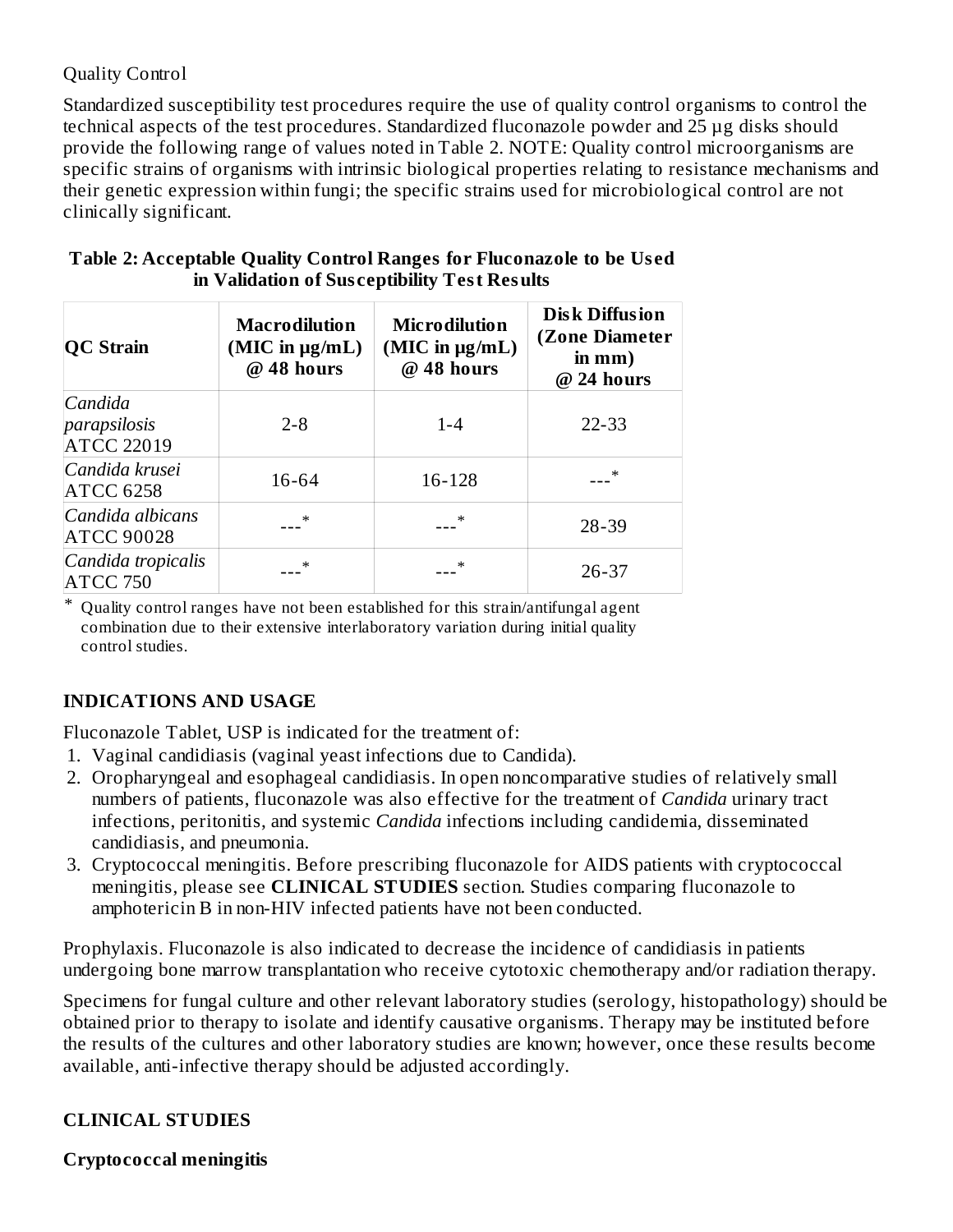Quality Control

Standardized susceptibility test procedures require the use of quality control organisms to control the technical aspects of the test procedures. Standardized fluconazole powder and 25 µg disks should provide the following range of values noted in Table 2. NOTE: Quality control microorganisms are specific strains of organisms with intrinsic biological properties relating to resistance mechanisms and their genetic expression within fungi; the specific strains used for microbiological control are not clinically significant.

**Table 2: Acceptable Quality Control Ranges for Fluconazole to be Used in Validation of Susceptibility Test Results**

| QC Strain | Macrodilution (MIC in µg/mL) @ 48 hours | Microdilution (MIC in µg/mL) @ 48 hours | Disk Diffusion (Zone Diameter in mm) @ 24 hours |
|---|---|---|---|
| *Candida parapsilosis* ATCC 22019 | 2-8 | 1-4 | 22-33 |
| *Candida krusei* ATCC 6258 | 16-64 | 16-128 | ---* |
| *Candida albicans* ATCC 90028 | ---* | ---* | 28-39 |
| *Candida tropicalis* ATCC 750 | ---* | ---* | 26-37 |

* Quality control ranges have not been established for this strain/antifungal agent combination due to their extensive interlaboratory variation during initial quality control studies.

## INDICATIONS AND USAGE

Fluconazole Tablet, USP is indicated for the treatment of:

1. Vaginal candidiasis (vaginal yeast infections due to Candida).
2. Oropharyngeal and esophageal candidiasis. In open noncomparative studies of relatively small numbers of patients, fluconazole was also effective for the treatment of *Candida* urinary tract infections, peritonitis, and systemic *Candida* infections including candidemia, disseminated candidiasis, and pneumonia.
3. Cryptococcal meningitis. Before prescribing fluconazole for AIDS patients with cryptococcal meningitis, please see **CLINICAL STUDIES** section. Studies comparing fluconazole to amphotericin B in non-HIV infected patients have not been conducted.

Prophylaxis. Fluconazole is also indicated to decrease the incidence of candidiasis in patients undergoing bone marrow transplantation who receive cytotoxic chemotherapy and/or radiation therapy.

Specimens for fungal culture and other relevant laboratory studies (serology, histopathology) should be obtained prior to therapy to isolate and identify causative organisms. Therapy may be instituted before the results of the cultures and other laboratory studies are known; however, once these results become available, anti-infective therapy should be adjusted accordingly.

## CLINICAL STUDIES

### Cryptococcal meningitis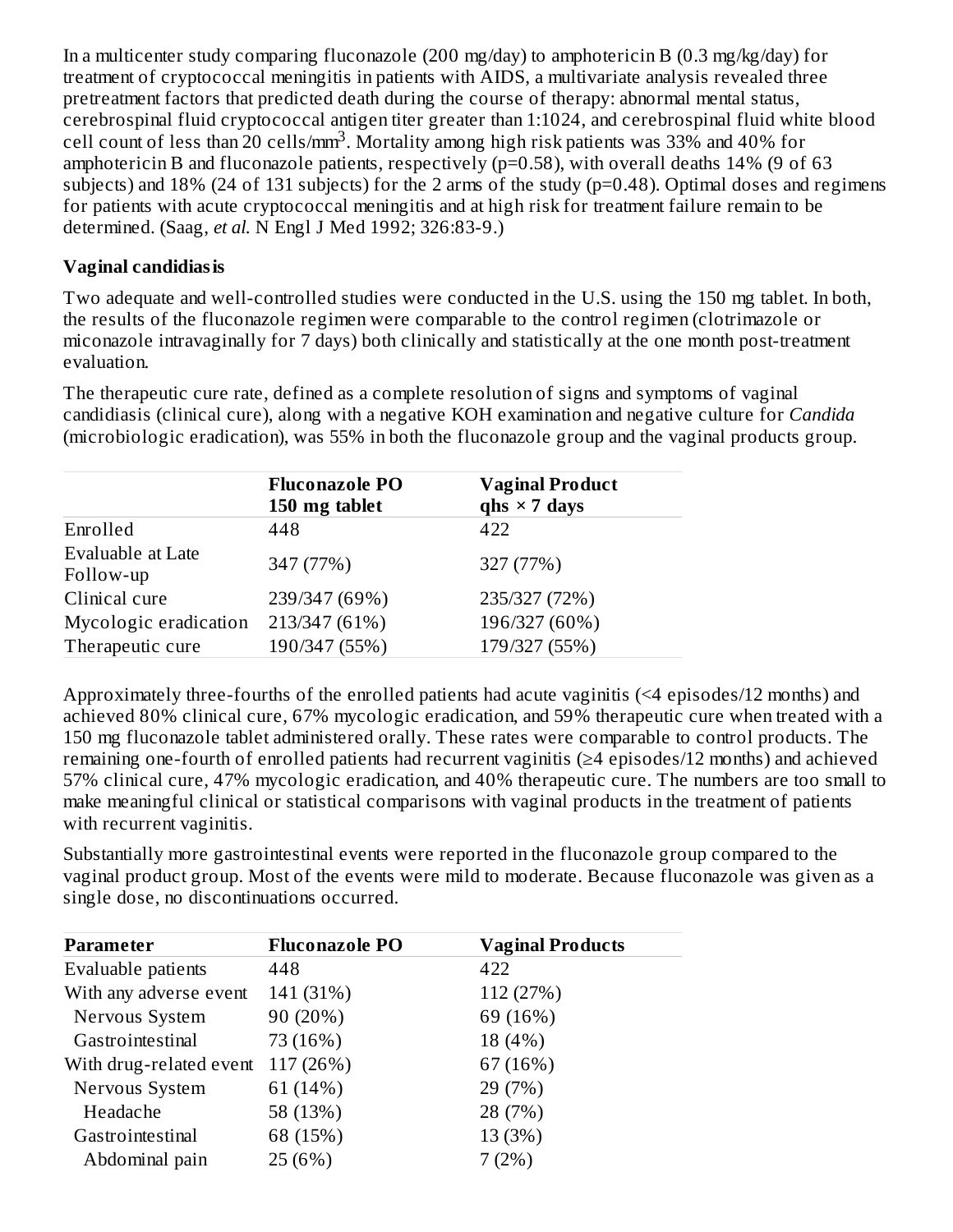In a multicenter study comparing fluconazole (200 mg/day) to amphotericin B (0.3 mg/kg/day) for treatment of cryptococcal meningitis in patients with AIDS, a multivariate analysis revealed three pretreatment factors that predicted death during the course of therapy: abnormal mental status, cerebrospinal fluid cryptococcal antigen titer greater than 1:1024, and cerebrospinal fluid white blood cell count of less than 20 cells/mm$^3$. Mortality among high risk patients was 33% and 40% for amphotericin B and fluconazole patients, respectively ($p=0.58$), with overall deaths 14% (9 of 63 subjects) and 18% (24 of 131 subjects) for the 2 arms of the study ($p=0.48$). Optimal doses and regimens for patients with acute cryptococcal meningitis and at high risk for treatment failure remain to be determined. (Saag, *et al.* N Engl J Med 1992; 326:83-9.)

**Vaginal candidiasis**

Two adequate and well-controlled studies were conducted in the U.S. using the 150 mg tablet. In both, the results of the fluconazole regimen were comparable to the control regimen (clotrimazole or miconazole intravaginally for 7 days) both clinically and statistically at the one month post-treatment evaluation.

The therapeutic cure rate, defined as a complete resolution of signs and symptoms of vaginal candidiasis (clinical cure), along with a negative KOH examination and negative culture for *Candida* (microbiologic eradication), was 55% in both the fluconazole group and the vaginal products group.

| | **Fluconazole PO 150 mg tablet** | **Vaginal Product qhs × 7 days** |
|---|---|---|
| Enrolled | 448 | 422 |
| Evaluable at Late Follow-up | 347 (77%) | 327 (77%) |
| Clinical cure | 239/347 (69%) | 235/327 (72%) |
| Mycologic eradication | 213/347 (61%) | 196/327 (60%) |
| Therapeutic cure | 190/347 (55%) | 179/327 (55%) |

Approximately three-fourths of the enrolled patients had acute vaginitis (<4 episodes/12 months) and achieved 80% clinical cure, 67% mycologic eradication, and 59% therapeutic cure when treated with a 150 mg fluconazole tablet administered orally. These rates were comparable to control products. The remaining one-fourth of enrolled patients had recurrent vaginitis (≥4 episodes/12 months) and achieved 57% clinical cure, 47% mycologic eradication, and 40% therapeutic cure. The numbers are too small to make meaningful clinical or statistical comparisons with vaginal products in the treatment of patients with recurrent vaginitis.

Substantially more gastrointestinal events were reported in the fluconazole group compared to the vaginal product group. Most of the events were mild to moderate. Because fluconazole was given as a single dose, no discontinuations occurred.

| **Parameter** | **Fluconazole PO** | **Vaginal Products** |
|---|---|---|
| Evaluable patients | 448 | 422 |
| With any adverse event | 141 (31%) | 112 (27%) |
| Nervous System | 90 (20%) | 69 (16%) |
| Gastrointestinal | 73 (16%) | 18 (4%) |
| With drug-related event | 117 (26%) | 67 (16%) |
| Nervous System | 61 (14%) | 29 (7%) |
| Headache | 58 (13%) | 28 (7%) |
| Gastrointestinal | 68 (15%) | 13 (3%) |
| Abdominal pain | 25 (6%) | 7 (2%) |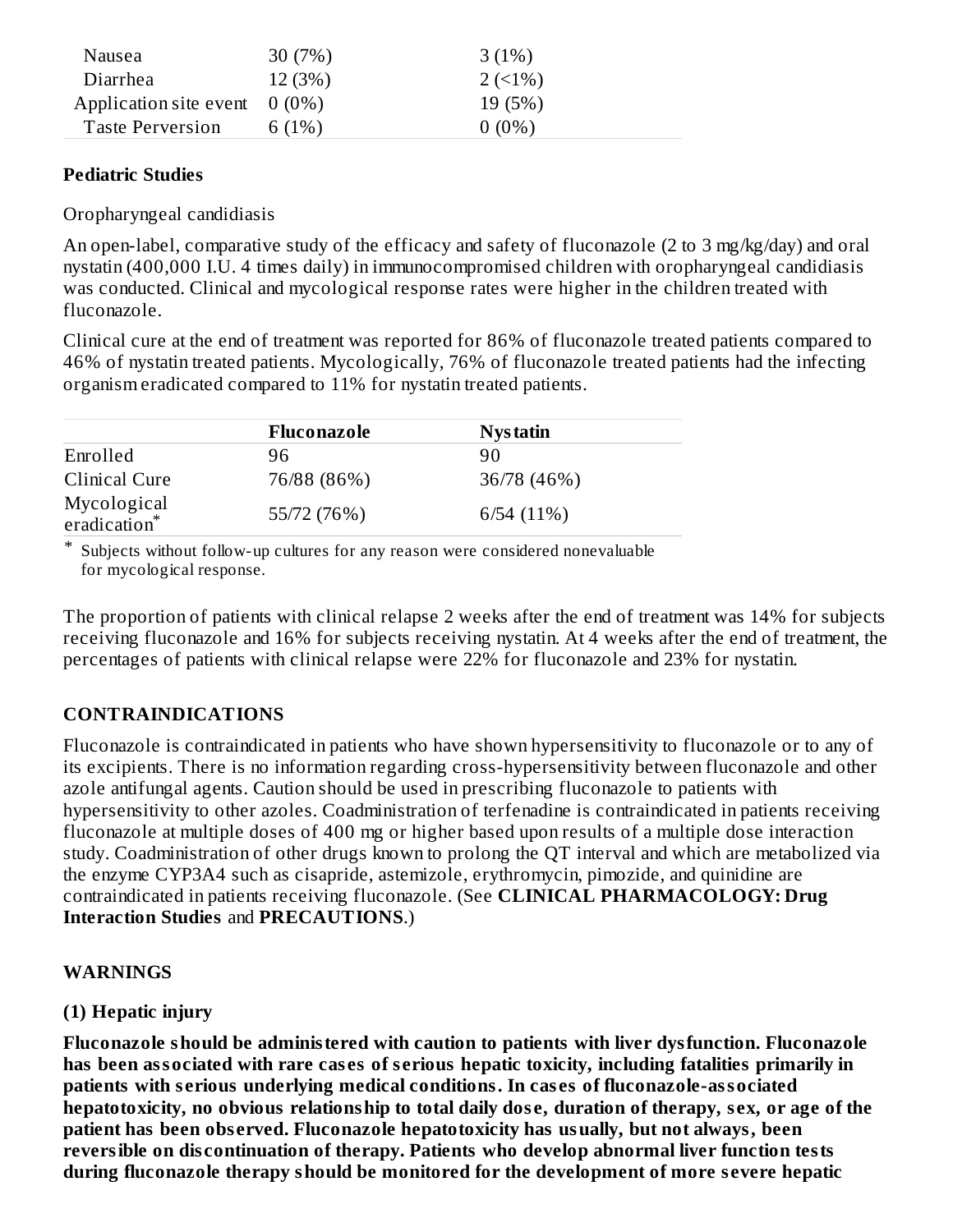| | | |
|---|---|---|
| Nausea | 30 (7%) | 3 (1%) |
| Diarrhea | 12 (3%) | 2 (<1%) |
| Application site event | 0 (0%) | 19 (5%) |
| Taste Perversion | 6 (1%) | 0 (0%) |

**Pediatric Studies**

Oropharyngeal candidiasis

An open-label, comparative study of the efficacy and safety of fluconazole (2 to 3 mg/kg/day) and oral nystatin (400,000 I.U. 4 times daily) in immunocompromised children with oropharyngeal candidiasis was conducted. Clinical and mycological response rates were higher in the children treated with fluconazole.

Clinical cure at the end of treatment was reported for 86% of fluconazole treated patients compared to 46% of nystatin treated patients. Mycologically, 76% of fluconazole treated patients had the infecting organism eradicated compared to 11% for nystatin treated patients.

| | **Fluconazole** | **Nystatin** |
|---|---|---|
| Enrolled | 96 | 90 |
| Clinical Cure | 76/88 (86%) | 36/78 (46%) |
| Mycological eradication* | 55/72 (76%) | 6/54 (11%) |

* Subjects without follow-up cultures for any reason were considered nonevaluable for mycological response.

The proportion of patients with clinical relapse 2 weeks after the end of treatment was 14% for subjects receiving fluconazole and 16% for subjects receiving nystatin. At 4 weeks after the end of treatment, the percentages of patients with clinical relapse were 22% for fluconazole and 23% for nystatin.

## CONTRAINDICATIONS

Fluconazole is contraindicated in patients who have shown hypersensitivity to fluconazole or to any of its excipients. There is no information regarding cross-hypersensitivity between fluconazole and other azole antifungal agents. Caution should be used in prescribing fluconazole to patients with hypersensitivity to other azoles. Coadministration of terfenadine is contraindicated in patients receiving fluconazole at multiple doses of 400 mg or higher based upon results of a multiple dose interaction study. Coadministration of other drugs known to prolong the QT interval and which are metabolized via the enzyme CYP3A4 such as cisapride, astemizole, erythromycin, pimozide, and quinidine are contraindicated in patients receiving fluconazole. (See **CLINICAL PHARMACOLOGY: Drug Interaction Studies** and **PRECAUTIONS**.)

## WARNINGS

### (1) Hepatic injury

**Fluconazole should be administered with caution to patients with liver dysfunction. Fluconazole has been associated with rare cases of serious hepatic toxicity, including fatalities primarily in patients with serious underlying medical conditions. In cases of fluconazole-associated hepatotoxicity, no obvious relationship to total daily dose, duration of therapy, sex, or age of the patient has been observed. Fluconazole hepatotoxicity has usually, but not always, been reversible on discontinuation of therapy. Patients who develop abnormal liver function tests during fluconazole therapy should be monitored for the development of more severe hepatic**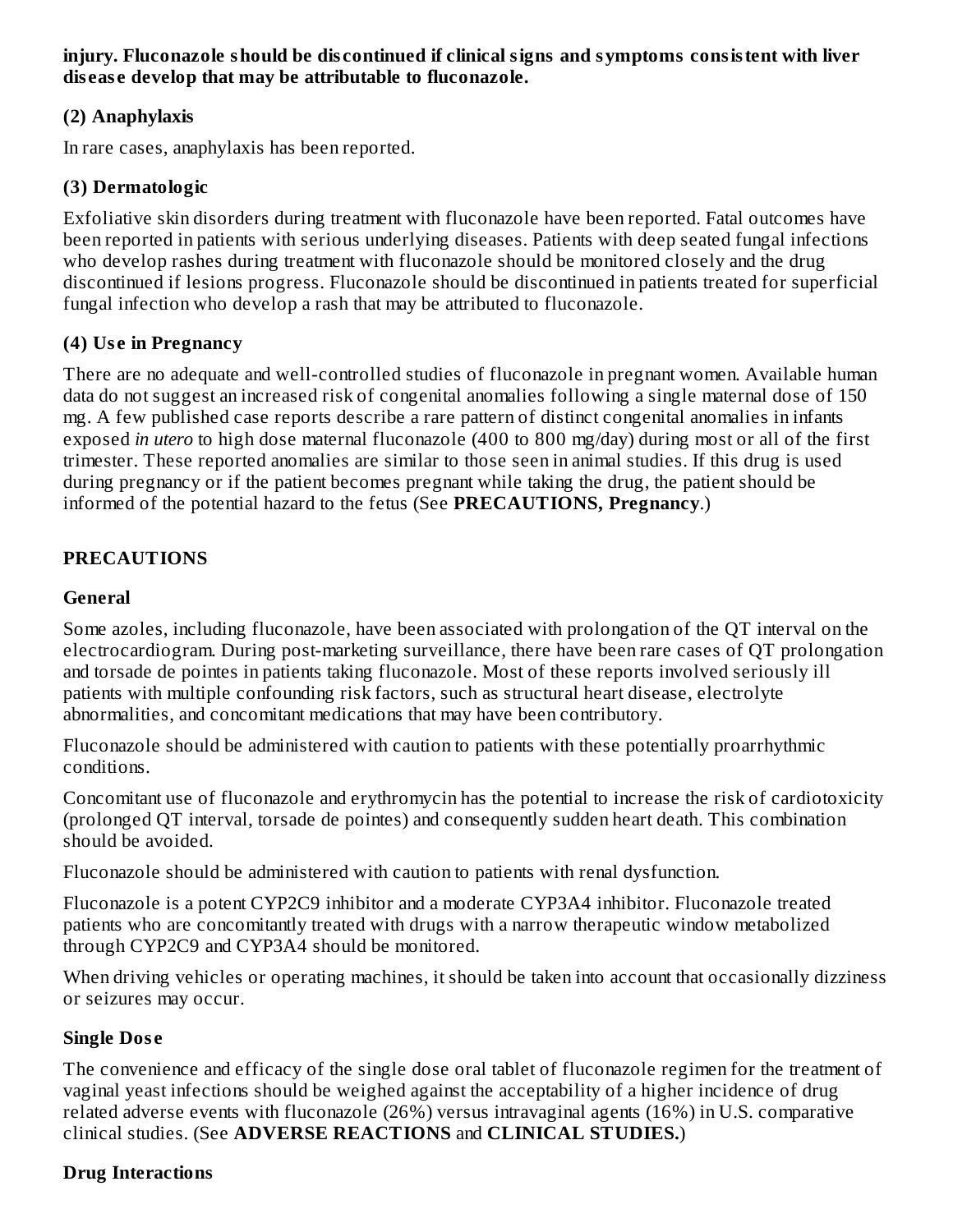**injury. Fluconazole should be discontinued if clinical signs and symptoms consistent with liver disease develop that may be attributable to fluconazole.**

### (2) Anaphylaxis

In rare cases, anaphylaxis has been reported.

### (3) Dermatologic

Exfoliative skin disorders during treatment with fluconazole have been reported. Fatal outcomes have been reported in patients with serious underlying diseases. Patients with deep seated fungal infections who develop rashes during treatment with fluconazole should be monitored closely and the drug discontinued if lesions progress. Fluconazole should be discontinued in patients treated for superficial fungal infection who develop a rash that may be attributed to fluconazole.

### (4) Use in Pregnancy

There are no adequate and well-controlled studies of fluconazole in pregnant women. Available human data do not suggest an increased risk of congenital anomalies following a single maternal dose of 150 mg. A few published case reports describe a rare pattern of distinct congenital anomalies in infants exposed *in utero* to high dose maternal fluconazole (400 to 800 mg/day) during most or all of the first trimester. These reported anomalies are similar to those seen in animal studies. If this drug is used during pregnancy or if the patient becomes pregnant while taking the drug, the patient should be informed of the potential hazard to the fetus (See **PRECAUTIONS, Pregnancy**.)

## PRECAUTIONS

### General

Some azoles, including fluconazole, have been associated with prolongation of the QT interval on the electrocardiogram. During post-marketing surveillance, there have been rare cases of QT prolongation and torsade de pointes in patients taking fluconazole. Most of these reports involved seriously ill patients with multiple confounding risk factors, such as structural heart disease, electrolyte abnormalities, and concomitant medications that may have been contributory.

Fluconazole should be administered with caution to patients with these potentially proarrhythmic conditions.

Concomitant use of fluconazole and erythromycin has the potential to increase the risk of cardiotoxicity (prolonged QT interval, torsade de pointes) and consequently sudden heart death. This combination should be avoided.

Fluconazole should be administered with caution to patients with renal dysfunction.

Fluconazole is a potent CYP2C9 inhibitor and a moderate CYP3A4 inhibitor. Fluconazole treated patients who are concomitantly treated with drugs with a narrow therapeutic window metabolized through CYP2C9 and CYP3A4 should be monitored.

When driving vehicles or operating machines, it should be taken into account that occasionally dizziness or seizures may occur.

### Single Dose

The convenience and efficacy of the single dose oral tablet of fluconazole regimen for the treatment of vaginal yeast infections should be weighed against the acceptability of a higher incidence of drug related adverse events with fluconazole (26%) versus intravaginal agents (16%) in U.S. comparative clinical studies. (See **ADVERSE REACTIONS** and **CLINICAL STUDIES.**)

### Drug Interactions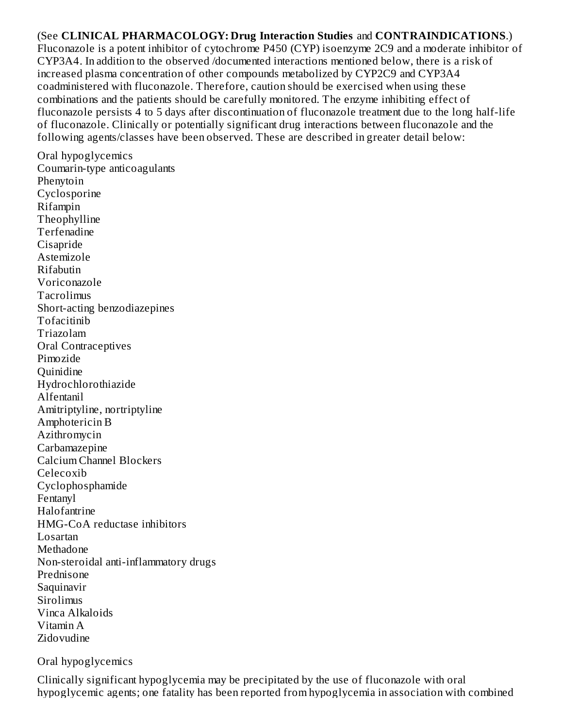(See **CLINICAL PHARMACOLOGY: Drug Interaction Studies** and **CONTRAINDICATIONS**.) Fluconazole is a potent inhibitor of cytochrome P450 (CYP) isoenzyme 2C9 and a moderate inhibitor of CYP3A4. In addition to the observed /documented interactions mentioned below, there is a risk of increased plasma concentration of other compounds metabolized by CYP2C9 and CYP3A4 coadministered with fluconazole. Therefore, caution should be exercised when using these combinations and the patients should be carefully monitored. The enzyme inhibiting effect of fluconazole persists 4 to 5 days after discontinuation of fluconazole treatment due to the long half-life of fluconazole. Clinically or potentially significant drug interactions between fluconazole and the following agents/classes have been observed. These are described in greater detail below:

Oral hypoglycemics
Coumarin-type anticoagulants
Phenytoin
Cyclosporine
Rifampin
Theophylline
Terfenadine
Cisapride
Astemizole
Rifabutin
Voriconazole
Tacrolimus
Short-acting benzodiazepines
Tofacitinib
Triazolam
Oral Contraceptives
Pimozide
Quinidine
Hydrochlorothiazide
Alfentanil
Amitriptyline, nortriptyline
Amphotericin B
Azithromycin
Carbamazepine
Calcium Channel Blockers
Celecoxib
Cyclophosphamide
Fentanyl
Halofantrine
HMG-CoA reductase inhibitors
Losartan
Methadone
Non-steroidal anti-inflammatory drugs
Prednisone
Saquinavir
Sirolimus
Vinca Alkaloids
Vitamin A
Zidovudine

Oral hypoglycemics

Clinically significant hypoglycemia may be precipitated by the use of fluconazole with oral hypoglycemic agents; one fatality has been reported from hypoglycemia in association with combined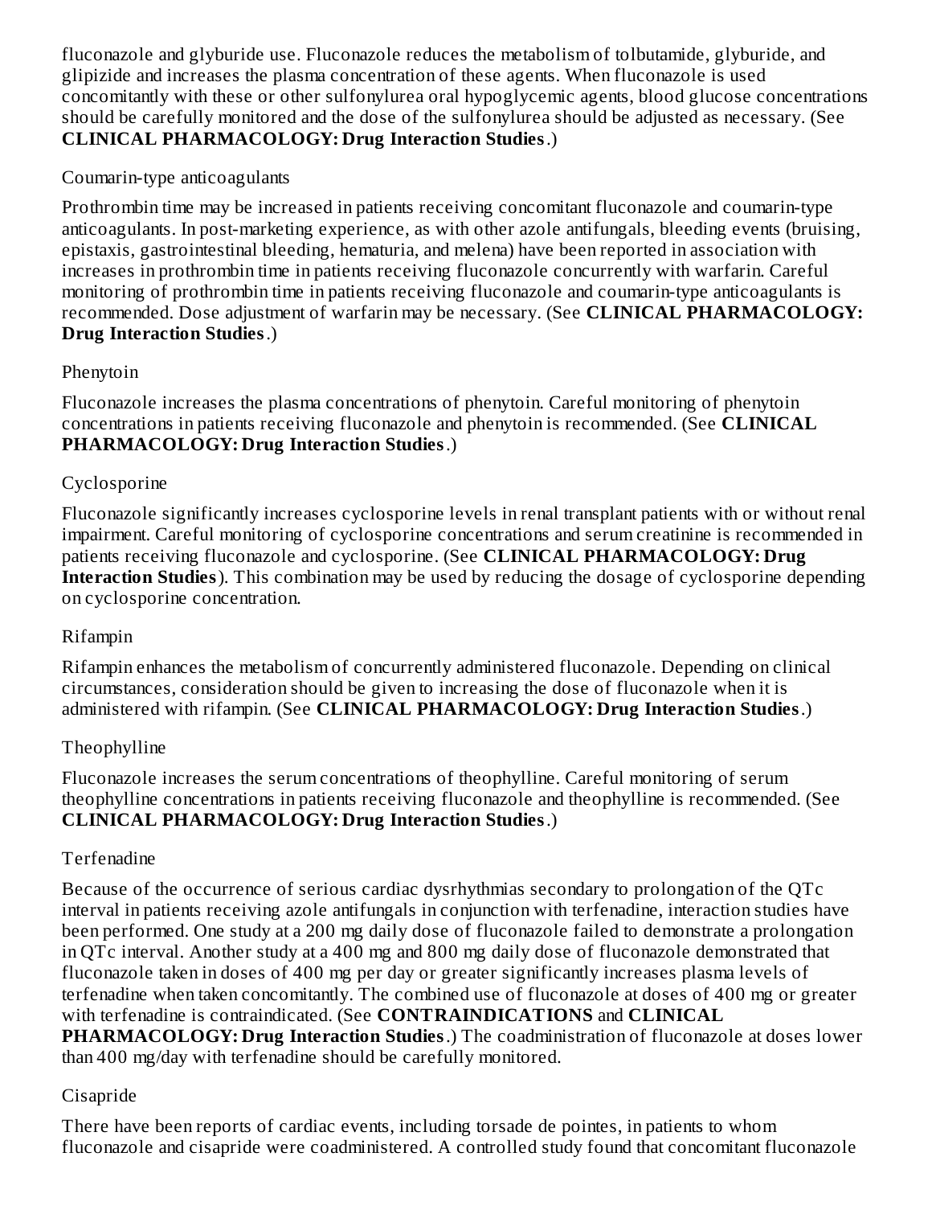fluconazole and glyburide use. Fluconazole reduces the metabolism of tolbutamide, glyburide, and glipizide and increases the plasma concentration of these agents. When fluconazole is used concomitantly with these or other sulfonylurea oral hypoglycemic agents, blood glucose concentrations should be carefully monitored and the dose of the sulfonylurea should be adjusted as necessary. (See **CLINICAL PHARMACOLOGY: Drug Interaction Studies**.)

Coumarin-type anticoagulants

Prothrombin time may be increased in patients receiving concomitant fluconazole and coumarin-type anticoagulants. In post-marketing experience, as with other azole antifungals, bleeding events (bruising, epistaxis, gastrointestinal bleeding, hematuria, and melena) have been reported in association with increases in prothrombin time in patients receiving fluconazole concurrently with warfarin. Careful monitoring of prothrombin time in patients receiving fluconazole and coumarin-type anticoagulants is recommended. Dose adjustment of warfarin may be necessary. (See **CLINICAL PHARMACOLOGY: Drug Interaction Studies**.)

Phenytoin

Fluconazole increases the plasma concentrations of phenytoin. Careful monitoring of phenytoin concentrations in patients receiving fluconazole and phenytoin is recommended. (See **CLINICAL PHARMACOLOGY: Drug Interaction Studies**.)

Cyclosporine

Fluconazole significantly increases cyclosporine levels in renal transplant patients with or without renal impairment. Careful monitoring of cyclosporine concentrations and serum creatinine is recommended in patients receiving fluconazole and cyclosporine. (See **CLINICAL PHARMACOLOGY: Drug Interaction Studies**). This combination may be used by reducing the dosage of cyclosporine depending on cyclosporine concentration.

Rifampin

Rifampin enhances the metabolism of concurrently administered fluconazole. Depending on clinical circumstances, consideration should be given to increasing the dose of fluconazole when it is administered with rifampin. (See **CLINICAL PHARMACOLOGY: Drug Interaction Studies**.)

Theophylline

Fluconazole increases the serum concentrations of theophylline. Careful monitoring of serum theophylline concentrations in patients receiving fluconazole and theophylline is recommended. (See **CLINICAL PHARMACOLOGY: Drug Interaction Studies**.)

Terfenadine

Because of the occurrence of serious cardiac dysrhythmias secondary to prolongation of the QTc interval in patients receiving azole antifungals in conjunction with terfenadine, interaction studies have been performed. One study at a 200 mg daily dose of fluconazole failed to demonstrate a prolongation in QTc interval. Another study at a 400 mg and 800 mg daily dose of fluconazole demonstrated that fluconazole taken in doses of 400 mg per day or greater significantly increases plasma levels of terfenadine when taken concomitantly. The combined use of fluconazole at doses of 400 mg or greater with terfenadine is contraindicated. (See **CONTRAINDICATIONS** and **CLINICAL PHARMACOLOGY: Drug Interaction Studies**.) The coadministration of fluconazole at doses lower than 400 mg/day with terfenadine should be carefully monitored.

Cisapride

There have been reports of cardiac events, including torsade de pointes, in patients to whom fluconazole and cisapride were coadministered. A controlled study found that concomitant fluconazole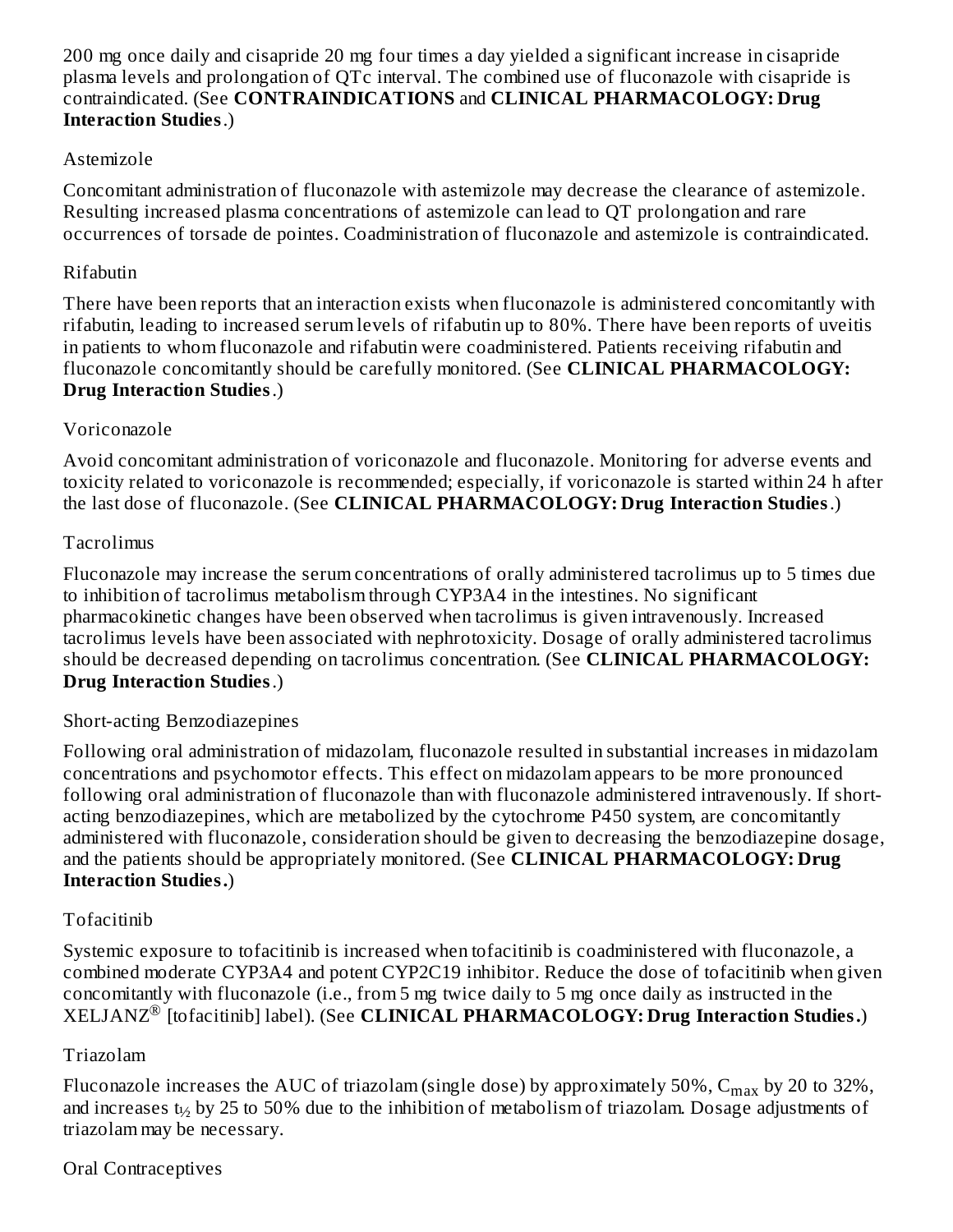200 mg once daily and cisapride 20 mg four times a day yielded a significant increase in cisapride plasma levels and prolongation of QTc interval. The combined use of fluconazole with cisapride is contraindicated. (See **CONTRAINDICATIONS** and **CLINICAL PHARMACOLOGY: Drug Interaction Studies**.)

Astemizole

Concomitant administration of fluconazole with astemizole may decrease the clearance of astemizole. Resulting increased plasma concentrations of astemizole can lead to QT prolongation and rare occurrences of torsade de pointes. Coadministration of fluconazole and astemizole is contraindicated.

Rifabutin

There have been reports that an interaction exists when fluconazole is administered concomitantly with rifabutin, leading to increased serum levels of rifabutin up to 80%. There have been reports of uveitis in patients to whom fluconazole and rifabutin were coadministered. Patients receiving rifabutin and fluconazole concomitantly should be carefully monitored. (See **CLINICAL PHARMACOLOGY: Drug Interaction Studies**.)

Voriconazole

Avoid concomitant administration of voriconazole and fluconazole. Monitoring for adverse events and toxicity related to voriconazole is recommended; especially, if voriconazole is started within 24 h after the last dose of fluconazole. (See **CLINICAL PHARMACOLOGY: Drug Interaction Studies**.)

Tacrolimus

Fluconazole may increase the serum concentrations of orally administered tacrolimus up to 5 times due to inhibition of tacrolimus metabolism through CYP3A4 in the intestines. No significant pharmacokinetic changes have been observed when tacrolimus is given intravenously. Increased tacrolimus levels have been associated with nephrotoxicity. Dosage of orally administered tacrolimus should be decreased depending on tacrolimus concentration. (See **CLINICAL PHARMACOLOGY: Drug Interaction Studies**.)

Short-acting Benzodiazepines

Following oral administration of midazolam, fluconazole resulted in substantial increases in midazolam concentrations and psychomotor effects. This effect on midazolam appears to be more pronounced following oral administration of fluconazole than with fluconazole administered intravenously. If short-acting benzodiazepines, which are metabolized by the cytochrome P450 system, are concomitantly administered with fluconazole, consideration should be given to decreasing the benzodiazepine dosage, and the patients should be appropriately monitored. (See **CLINICAL PHARMACOLOGY: Drug Interaction Studies.**)

Tofacitinib

Systemic exposure to tofacitinib is increased when tofacitinib is coadministered with fluconazole, a combined moderate CYP3A4 and potent CYP2C19 inhibitor. Reduce the dose of tofacitinib when given concomitantly with fluconazole (i.e., from 5 mg twice daily to 5 mg once daily as instructed in the XELJANZ® [tofacitinib] label). (See **CLINICAL PHARMACOLOGY: Drug Interaction Studies.**)

Triazolam

Fluconazole increases the AUC of triazolam (single dose) by approximately 50%, $C_{max}$ by 20 to 32%, and increases $t_{½}$ by 25 to 50% due to the inhibition of metabolism of triazolam. Dosage adjustments of triazolam may be necessary.

Oral Contraceptives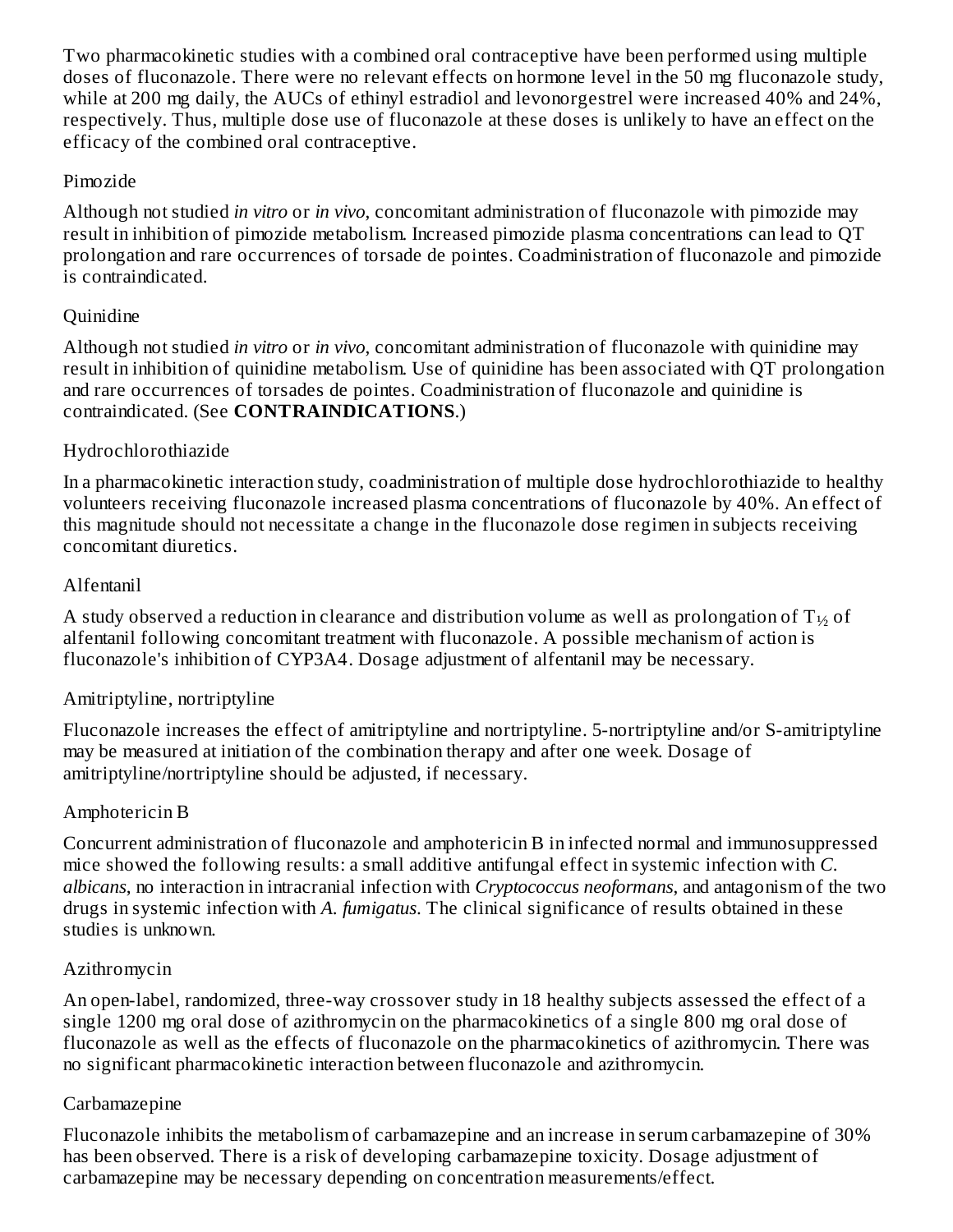Two pharmacokinetic studies with a combined oral contraceptive have been performed using multiple doses of fluconazole. There were no relevant effects on hormone level in the 50 mg fluconazole study, while at 200 mg daily, the AUCs of ethinyl estradiol and levonorgestrel were increased 40% and 24%, respectively. Thus, multiple dose use of fluconazole at these doses is unlikely to have an effect on the efficacy of the combined oral contraceptive.

Pimozide

Although not studied *in vitro* or *in vivo*, concomitant administration of fluconazole with pimozide may result in inhibition of pimozide metabolism. Increased pimozide plasma concentrations can lead to QT prolongation and rare occurrences of torsade de pointes. Coadministration of fluconazole and pimozide is contraindicated.

Quinidine

Although not studied *in vitro* or *in vivo*, concomitant administration of fluconazole with quinidine may result in inhibition of quinidine metabolism. Use of quinidine has been associated with QT prolongation and rare occurrences of torsades de pointes. Coadministration of fluconazole and quinidine is contraindicated. (See **CONTRAINDICATIONS**.)

Hydrochlorothiazide

In a pharmacokinetic interaction study, coadministration of multiple dose hydrochlorothiazide to healthy volunteers receiving fluconazole increased plasma concentrations of fluconazole by 40%. An effect of this magnitude should not necessitate a change in the fluconazole dose regimen in subjects receiving concomitant diuretics.

Alfentanil

A study observed a reduction in clearance and distribution volume as well as prolongation of $T_{½}$ of alfentanil following concomitant treatment with fluconazole. A possible mechanism of action is fluconazole's inhibition of CYP3A4. Dosage adjustment of alfentanil may be necessary.

Amitriptyline, nortriptyline

Fluconazole increases the effect of amitriptyline and nortriptyline. 5-nortriptyline and/or S-amitriptyline may be measured at initiation of the combination therapy and after one week. Dosage of amitriptyline/nortriptyline should be adjusted, if necessary.

Amphotericin B

Concurrent administration of fluconazole and amphotericin B in infected normal and immunosuppressed mice showed the following results: a small additive antifungal effect in systemic infection with *C. albicans*, no interaction in intracranial infection with *Cryptococcus neoformans*, and antagonism of the two drugs in systemic infection with *A. fumigatus*. The clinical significance of results obtained in these studies is unknown.

Azithromycin

An open-label, randomized, three-way crossover study in 18 healthy subjects assessed the effect of a single 1200 mg oral dose of azithromycin on the pharmacokinetics of a single 800 mg oral dose of fluconazole as well as the effects of fluconazole on the pharmacokinetics of azithromycin. There was no significant pharmacokinetic interaction between fluconazole and azithromycin.

Carbamazepine

Fluconazole inhibits the metabolism of carbamazepine and an increase in serum carbamazepine of 30% has been observed. There is a risk of developing carbamazepine toxicity. Dosage adjustment of carbamazepine may be necessary depending on concentration measurements/effect.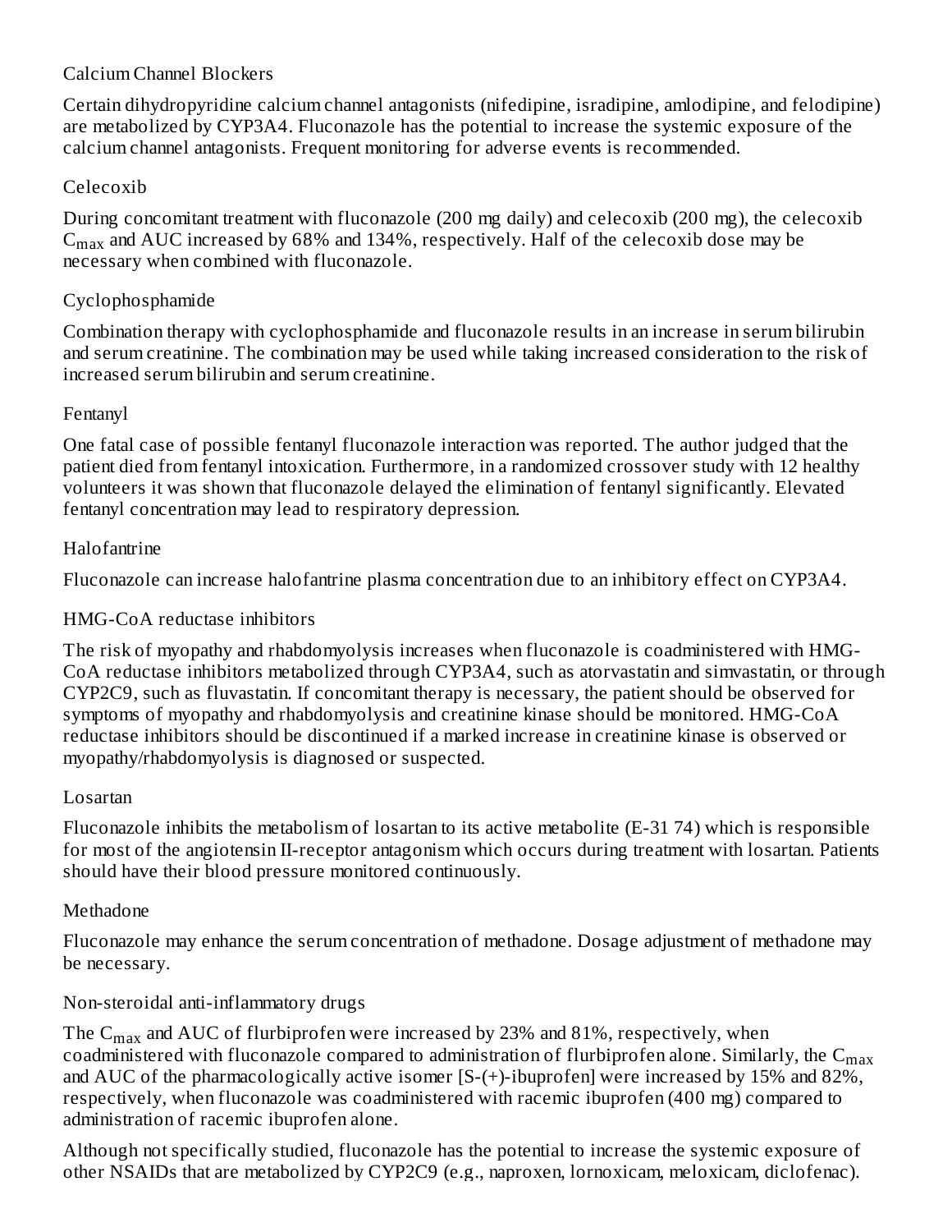Calcium Channel Blockers

Certain dihydropyridine calcium channel antagonists (nifedipine, isradipine, amlodipine, and felodipine) are metabolized by CYP3A4. Fluconazole has the potential to increase the systemic exposure of the calcium channel antagonists. Frequent monitoring for adverse events is recommended.

Celecoxib

During concomitant treatment with fluconazole (200 mg daily) and celecoxib (200 mg), the celecoxib $C_{max}$ and AUC increased by 68% and 134%, respectively. Half of the celecoxib dose may be necessary when combined with fluconazole.

Cyclophosphamide

Combination therapy with cyclophosphamide and fluconazole results in an increase in serum bilirubin and serum creatinine. The combination may be used while taking increased consideration to the risk of increased serum bilirubin and serum creatinine.

Fentanyl

One fatal case of possible fentanyl fluconazole interaction was reported. The author judged that the patient died from fentanyl intoxication. Furthermore, in a randomized crossover study with 12 healthy volunteers it was shown that fluconazole delayed the elimination of fentanyl significantly. Elevated fentanyl concentration may lead to respiratory depression.

Halofantrine

Fluconazole can increase halofantrine plasma concentration due to an inhibitory effect on CYP3A4.

HMG-CoA reductase inhibitors

The risk of myopathy and rhabdomyolysis increases when fluconazole is coadministered with HMG-CoA reductase inhibitors metabolized through CYP3A4, such as atorvastatin and simvastatin, or through CYP2C9, such as fluvastatin. If concomitant therapy is necessary, the patient should be observed for symptoms of myopathy and rhabdomyolysis and creatinine kinase should be monitored. HMG-CoA reductase inhibitors should be discontinued if a marked increase in creatinine kinase is observed or myopathy/rhabdomyolysis is diagnosed or suspected.

Losartan

Fluconazole inhibits the metabolism of losartan to its active metabolite (E-31 74) which is responsible for most of the angiotensin II-receptor antagonism which occurs during treatment with losartan. Patients should have their blood pressure monitored continuously.

Methadone

Fluconazole may enhance the serum concentration of methadone. Dosage adjustment of methadone may be necessary.

Non-steroidal anti-inflammatory drugs

The $C_{max}$ and AUC of flurbiprofen were increased by 23% and 81%, respectively, when coadministered with fluconazole compared to administration of flurbiprofen alone. Similarly, the $C_{max}$ and AUC of the pharmacologically active isomer [S-(+)-ibuprofen] were increased by 15% and 82%, respectively, when fluconazole was coadministered with racemic ibuprofen (400 mg) compared to administration of racemic ibuprofen alone.

Although not specifically studied, fluconazole has the potential to increase the systemic exposure of other NSAIDs that are metabolized by CYP2C9 (e.g., naproxen, lornoxicam, meloxicam, diclofenac).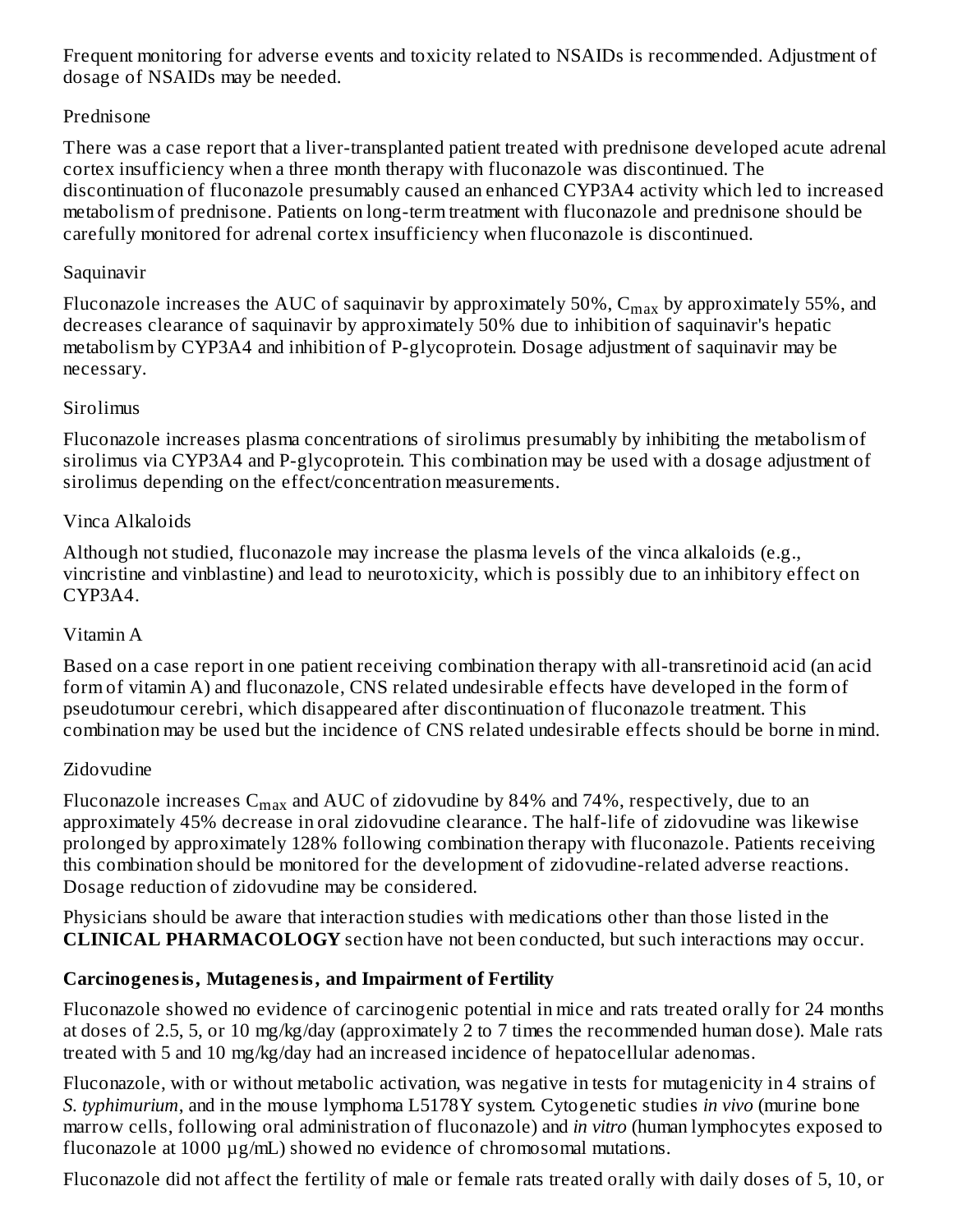Frequent monitoring for adverse events and toxicity related to NSAIDs is recommended. Adjustment of dosage of NSAIDs may be needed.

Prednisone

There was a case report that a liver-transplanted patient treated with prednisone developed acute adrenal cortex insufficiency when a three month therapy with fluconazole was discontinued. The discontinuation of fluconazole presumably caused an enhanced CYP3A4 activity which led to increased metabolism of prednisone. Patients on long-term treatment with fluconazole and prednisone should be carefully monitored for adrenal cortex insufficiency when fluconazole is discontinued.

Saquinavir

Fluconazole increases the AUC of saquinavir by approximately 50%, $C_{max}$ by approximately 55%, and decreases clearance of saquinavir by approximately 50% due to inhibition of saquinavir's hepatic metabolism by CYP3A4 and inhibition of P-glycoprotein. Dosage adjustment of saquinavir may be necessary.

Sirolimus

Fluconazole increases plasma concentrations of sirolimus presumably by inhibiting the metabolism of sirolimus via CYP3A4 and P-glycoprotein. This combination may be used with a dosage adjustment of sirolimus depending on the effect/concentration measurements.

Vinca Alkaloids

Although not studied, fluconazole may increase the plasma levels of the vinca alkaloids (e.g., vincristine and vinblastine) and lead to neurotoxicity, which is possibly due to an inhibitory effect on CYP3A4.

Vitamin A

Based on a case report in one patient receiving combination therapy with all-transretinoid acid (an acid form of vitamin A) and fluconazole, CNS related undesirable effects have developed in the form of pseudotumour cerebri, which disappeared after discontinuation of fluconazole treatment. This combination may be used but the incidence of CNS related undesirable effects should be borne in mind.

Zidovudine

Fluconazole increases $C_{max}$ and AUC of zidovudine by 84% and 74%, respectively, due to an approximately 45% decrease in oral zidovudine clearance. The half-life of zidovudine was likewise prolonged by approximately 128% following combination therapy with fluconazole. Patients receiving this combination should be monitored for the development of zidovudine-related adverse reactions. Dosage reduction of zidovudine may be considered.

Physicians should be aware that interaction studies with medications other than those listed in the **CLINICAL PHARMACOLOGY** section have not been conducted, but such interactions may occur.

**Carcinogenesis, Mutagenesis, and Impairment of Fertility**

Fluconazole showed no evidence of carcinogenic potential in mice and rats treated orally for 24 months at doses of 2.5, 5, or 10 mg/kg/day (approximately 2 to 7 times the recommended human dose). Male rats treated with 5 and 10 mg/kg/day had an increased incidence of hepatocellular adenomas.

Fluconazole, with or without metabolic activation, was negative in tests for mutagenicity in 4 strains of *S. typhimurium*, and in the mouse lymphoma L5178Y system. Cytogenetic studies *in vivo* (murine bone marrow cells, following oral administration of fluconazole) and *in vitro* (human lymphocytes exposed to fluconazole at 1000 µg/mL) showed no evidence of chromosomal mutations.

Fluconazole did not affect the fertility of male or female rats treated orally with daily doses of 5, 10, or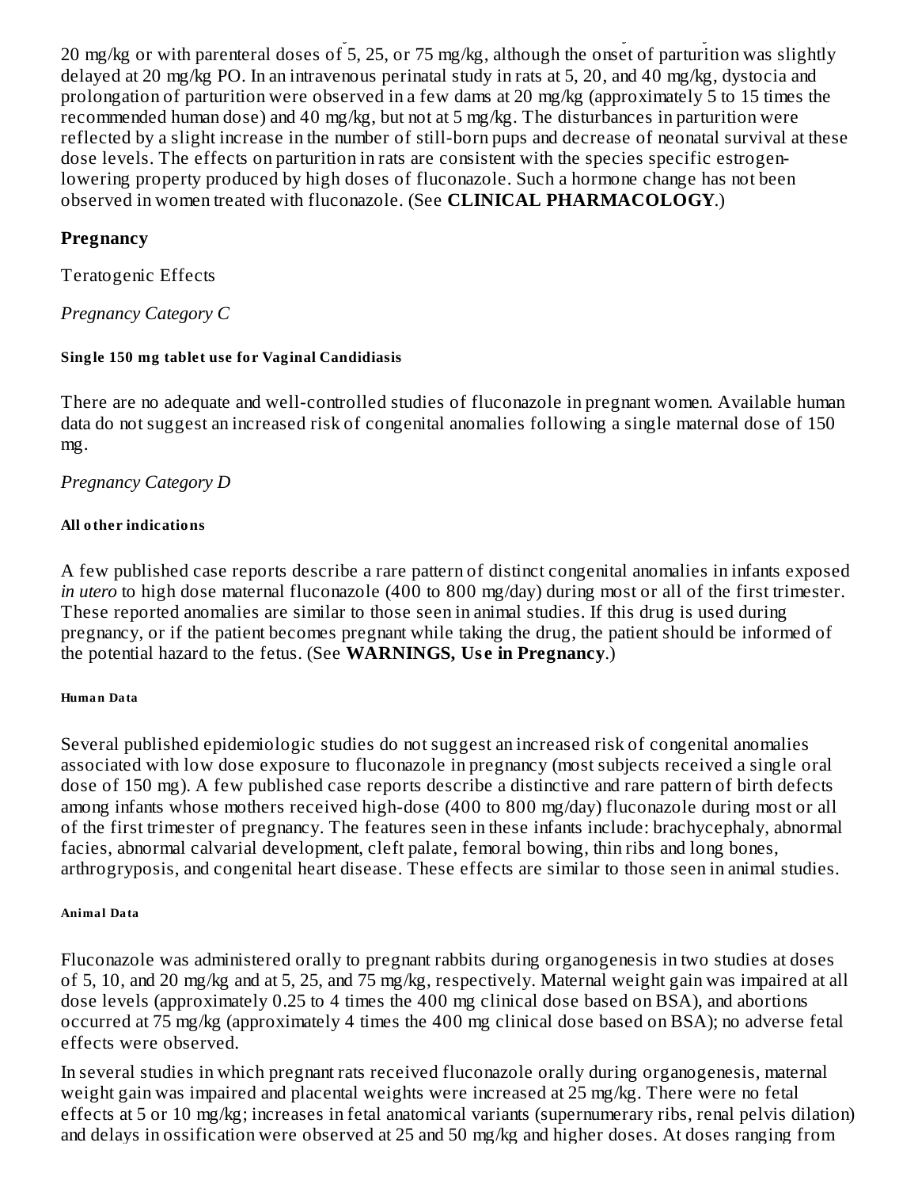20 mg/kg or with parenteral doses of 5, 25, or 75 mg/kg, although the onset of parturition was slightly delayed at 20 mg/kg PO. In an intravenous perinatal study in rats at 5, 20, and 40 mg/kg, dystocia and prolongation of parturition were observed in a few dams at 20 mg/kg (approximately 5 to 15 times the recommended human dose) and 40 mg/kg, but not at 5 mg/kg. The disturbances in parturition were reflected by a slight increase in the number of still-born pups and decrease of neonatal survival at these dose levels. The effects on parturition in rats are consistent with the species specific estrogen-lowering property produced by high doses of fluconazole. Such a hormone change has not been observed in women treated with fluconazole. (See **CLINICAL PHARMACOLOGY**.)

## Pregnancy

Teratogenic Effects

*Pregnancy Category C*

#### Single 150 mg tablet use for Vaginal Candidiasis

There are no adequate and well-controlled studies of fluconazole in pregnant women. Available human data do not suggest an increased risk of congenital anomalies following a single maternal dose of 150 mg.

*Pregnancy Category D*

#### All other indications

A few published case reports describe a rare pattern of distinct congenital anomalies in infants exposed *in utero* to high dose maternal fluconazole (400 to 800 mg/day) during most or all of the first trimester. These reported anomalies are similar to those seen in animal studies. If this drug is used during pregnancy, or if the patient becomes pregnant while taking the drug, the patient should be informed of the potential hazard to the fetus. (See **WARNINGS, Use in Pregnancy**.)

#### Human Data

Several published epidemiologic studies do not suggest an increased risk of congenital anomalies associated with low dose exposure to fluconazole in pregnancy (most subjects received a single oral dose of 150 mg). A few published case reports describe a distinctive and rare pattern of birth defects among infants whose mothers received high-dose (400 to 800 mg/day) fluconazole during most or all of the first trimester of pregnancy. The features seen in these infants include: brachycephaly, abnormal facies, abnormal calvarial development, cleft palate, femoral bowing, thin ribs and long bones, arthrogryposis, and congenital heart disease. These effects are similar to those seen in animal studies.

#### Animal Data

Fluconazole was administered orally to pregnant rabbits during organogenesis in two studies at doses of 5, 10, and 20 mg/kg and at 5, 25, and 75 mg/kg, respectively. Maternal weight gain was impaired at all dose levels (approximately 0.25 to 4 times the 400 mg clinical dose based on BSA), and abortions occurred at 75 mg/kg (approximately 4 times the 400 mg clinical dose based on BSA); no adverse fetal effects were observed.

In several studies in which pregnant rats received fluconazole orally during organogenesis, maternal weight gain was impaired and placental weights were increased at 25 mg/kg. There were no fetal effects at 5 or 10 mg/kg; increases in fetal anatomical variants (supernumerary ribs, renal pelvis dilation) and delays in ossification were observed at 25 and 50 mg/kg and higher doses. At doses ranging from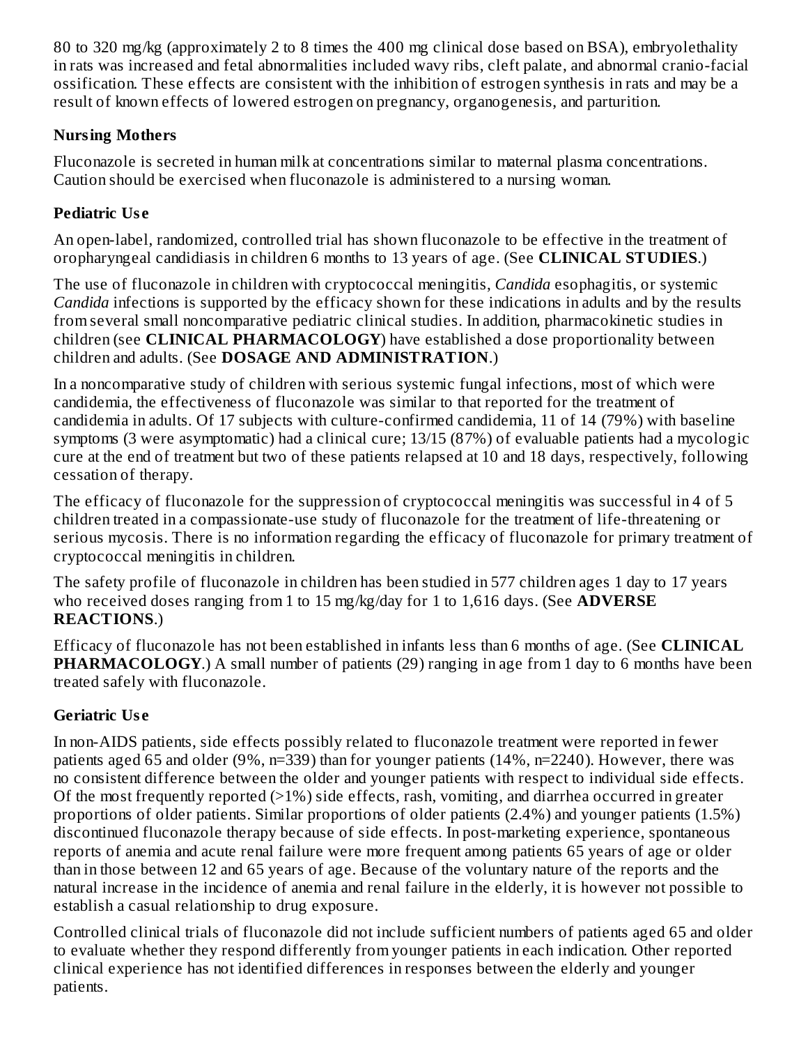80 to 320 mg/kg (approximately 2 to 8 times the 400 mg clinical dose based on BSA), embryolethality in rats was increased and fetal abnormalities included wavy ribs, cleft palate, and abnormal cranio-facial ossification. These effects are consistent with the inhibition of estrogen synthesis in rats and may be a result of known effects of lowered estrogen on pregnancy, organogenesis, and parturition.

### Nursing Mothers

Fluconazole is secreted in human milk at concentrations similar to maternal plasma concentrations. Caution should be exercised when fluconazole is administered to a nursing woman.

### Pediatric Use

An open-label, randomized, controlled trial has shown fluconazole to be effective in the treatment of oropharyngeal candidiasis in children 6 months to 13 years of age. (See **CLINICAL STUDIES**.)

The use of fluconazole in children with cryptococcal meningitis, *Candida* esophagitis, or systemic *Candida* infections is supported by the efficacy shown for these indications in adults and by the results from several small noncomparative pediatric clinical studies. In addition, pharmacokinetic studies in children (see **CLINICAL PHARMACOLOGY**) have established a dose proportionality between children and adults. (See **DOSAGE AND ADMINISTRATION**.)

In a noncomparative study of children with serious systemic fungal infections, most of which were candidemia, the effectiveness of fluconazole was similar to that reported for the treatment of candidemia in adults. Of 17 subjects with culture-confirmed candidemia, 11 of 14 (79%) with baseline symptoms (3 were asymptomatic) had a clinical cure; 13/15 (87%) of evaluable patients had a mycologic cure at the end of treatment but two of these patients relapsed at 10 and 18 days, respectively, following cessation of therapy.

The efficacy of fluconazole for the suppression of cryptococcal meningitis was successful in 4 of 5 children treated in a compassionate-use study of fluconazole for the treatment of life-threatening or serious mycosis. There is no information regarding the efficacy of fluconazole for primary treatment of cryptococcal meningitis in children.

The safety profile of fluconazole in children has been studied in 577 children ages 1 day to 17 years who received doses ranging from 1 to 15 mg/kg/day for 1 to 1,616 days. (See **ADVERSE REACTIONS**.)

Efficacy of fluconazole has not been established in infants less than 6 months of age. (See **CLINICAL PHARMACOLOGY**.) A small number of patients (29) ranging in age from 1 day to 6 months have been treated safely with fluconazole.

### Geriatric Use

In non-AIDS patients, side effects possibly related to fluconazole treatment were reported in fewer patients aged 65 and older (9%, n=339) than for younger patients (14%, n=2240). However, there was no consistent difference between the older and younger patients with respect to individual side effects. Of the most frequently reported (>1%) side effects, rash, vomiting, and diarrhea occurred in greater proportions of older patients. Similar proportions of older patients (2.4%) and younger patients (1.5%) discontinued fluconazole therapy because of side effects. In post-marketing experience, spontaneous reports of anemia and acute renal failure were more frequent among patients 65 years of age or older than in those between 12 and 65 years of age. Because of the voluntary nature of the reports and the natural increase in the incidence of anemia and renal failure in the elderly, it is however not possible to establish a casual relationship to drug exposure.

Controlled clinical trials of fluconazole did not include sufficient numbers of patients aged 65 and older to evaluate whether they respond differently from younger patients in each indication. Other reported clinical experience has not identified differences in responses between the elderly and younger patients.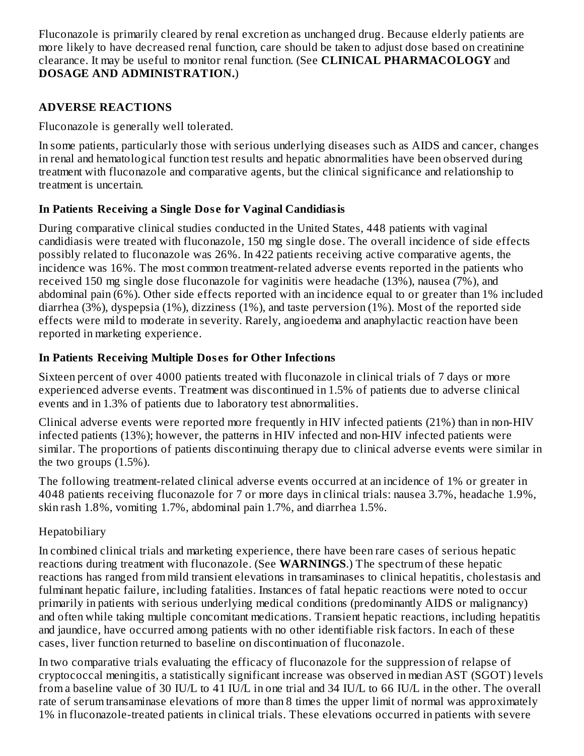Fluconazole is primarily cleared by renal excretion as unchanged drug. Because elderly patients are more likely to have decreased renal function, care should be taken to adjust dose based on creatinine clearance. It may be useful to monitor renal function. (See **CLINICAL PHARMACOLOGY** and **DOSAGE AND ADMINISTRATION.**)

## ADVERSE REACTIONS

Fluconazole is generally well tolerated.

In some patients, particularly those with serious underlying diseases such as AIDS and cancer, changes in renal and hematological function test results and hepatic abnormalities have been observed during treatment with fluconazole and comparative agents, but the clinical significance and relationship to treatment is uncertain.

### In Patients Receiving a Single Dose for Vaginal Candidiasis

During comparative clinical studies conducted in the United States, 448 patients with vaginal candidiasis were treated with fluconazole, 150 mg single dose. The overall incidence of side effects possibly related to fluconazole was 26%. In 422 patients receiving active comparative agents, the incidence was 16%. The most common treatment-related adverse events reported in the patients who received 150 mg single dose fluconazole for vaginitis were headache (13%), nausea (7%), and abdominal pain (6%). Other side effects reported with an incidence equal to or greater than 1% included diarrhea (3%), dyspepsia (1%), dizziness (1%), and taste perversion (1%). Most of the reported side effects were mild to moderate in severity. Rarely, angioedema and anaphylactic reaction have been reported in marketing experience.

### In Patients Receiving Multiple Doses for Other Infections

Sixteen percent of over 4000 patients treated with fluconazole in clinical trials of 7 days or more experienced adverse events. Treatment was discontinued in 1.5% of patients due to adverse clinical events and in 1.3% of patients due to laboratory test abnormalities.

Clinical adverse events were reported more frequently in HIV infected patients (21%) than in non-HIV infected patients (13%); however, the patterns in HIV infected and non-HIV infected patients were similar. The proportions of patients discontinuing therapy due to clinical adverse events were similar in the two groups (1.5%).

The following treatment-related clinical adverse events occurred at an incidence of 1% or greater in 4048 patients receiving fluconazole for 7 or more days in clinical trials: nausea 3.7%, headache 1.9%, skin rash 1.8%, vomiting 1.7%, abdominal pain 1.7%, and diarrhea 1.5%.

Hepatobiliary

In combined clinical trials and marketing experience, there have been rare cases of serious hepatic reactions during treatment with fluconazole. (See **WARNINGS**.) The spectrum of these hepatic reactions has ranged from mild transient elevations in transaminases to clinical hepatitis, cholestasis and fulminant hepatic failure, including fatalities. Instances of fatal hepatic reactions were noted to occur primarily in patients with serious underlying medical conditions (predominantly AIDS or malignancy) and often while taking multiple concomitant medications. Transient hepatic reactions, including hepatitis and jaundice, have occurred among patients with no other identifiable risk factors. In each of these cases, liver function returned to baseline on discontinuation of fluconazole.

In two comparative trials evaluating the efficacy of fluconazole for the suppression of relapse of cryptococcal meningitis, a statistically significant increase was observed in median AST (SGOT) levels from a baseline value of 30 IU/L to 41 IU/L in one trial and 34 IU/L to 66 IU/L in the other. The overall rate of serum transaminase elevations of more than 8 times the upper limit of normal was approximately 1% in fluconazole-treated patients in clinical trials. These elevations occurred in patients with severe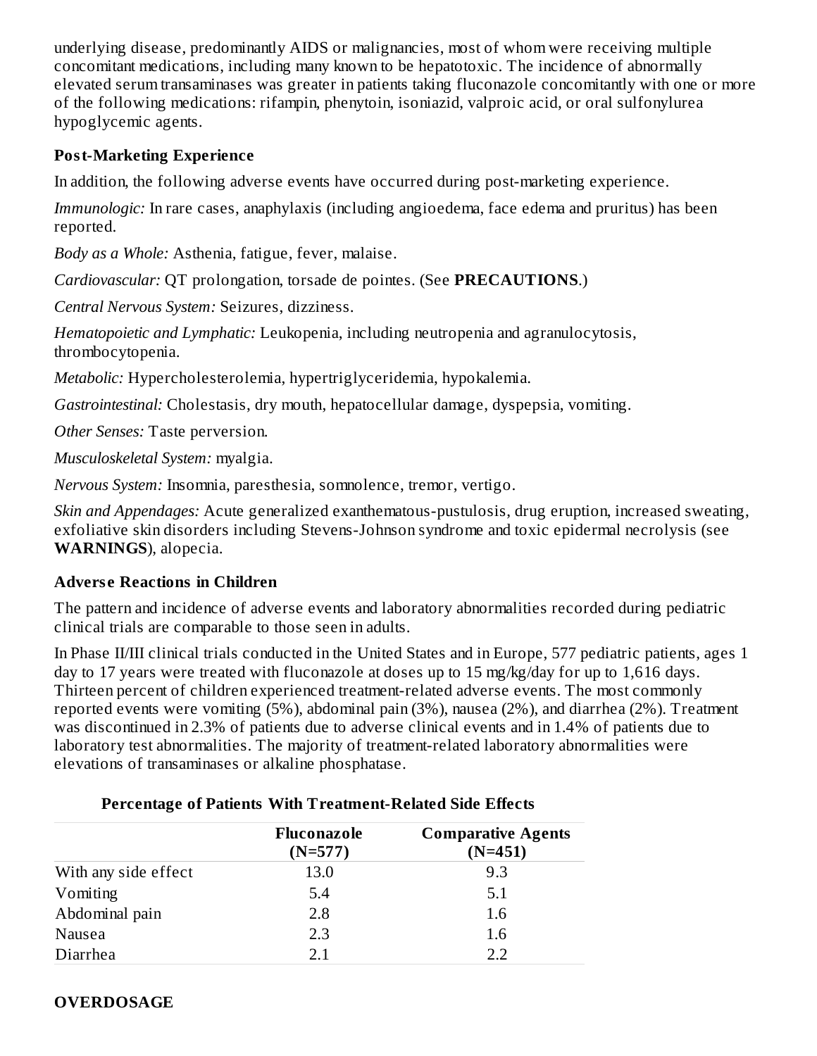underlying disease, predominantly AIDS or malignancies, most of whom were receiving multiple concomitant medications, including many known to be hepatotoxic. The incidence of abnormally elevated serum transaminases was greater in patients taking fluconazole concomitantly with one or more of the following medications: rifampin, phenytoin, isoniazid, valproic acid, or oral sulfonylurea hypoglycemic agents.

### Post-Marketing Experience

In addition, the following adverse events have occurred during post-marketing experience.

*Immunologic:* In rare cases, anaphylaxis (including angioedema, face edema and pruritus) has been reported.

*Body as a Whole:* Asthenia, fatigue, fever, malaise.

*Cardiovascular:* QT prolongation, torsade de pointes. (See **PRECAUTIONS**.)

*Central Nervous System:* Seizures, dizziness.

*Hematopoietic and Lymphatic:* Leukopenia, including neutropenia and agranulocytosis, thrombocytopenia.

*Metabolic:* Hypercholesterolemia, hypertriglyceridemia, hypokalemia.

*Gastrointestinal:* Cholestasis, dry mouth, hepatocellular damage, dyspepsia, vomiting.

*Other Senses:* Taste perversion.

*Musculoskeletal System:* myalgia.

*Nervous System:* Insomnia, paresthesia, somnolence, tremor, vertigo.

*Skin and Appendages:* Acute generalized exanthematous-pustulosis, drug eruption, increased sweating, exfoliative skin disorders including Stevens-Johnson syndrome and toxic epidermal necrolysis (see **WARNINGS**), alopecia.

### Adverse Reactions in Children

The pattern and incidence of adverse events and laboratory abnormalities recorded during pediatric clinical trials are comparable to those seen in adults.

In Phase II/III clinical trials conducted in the United States and in Europe, 577 pediatric patients, ages 1 day to 17 years were treated with fluconazole at doses up to 15 mg/kg/day for up to 1,616 days. Thirteen percent of children experienced treatment-related adverse events. The most commonly reported events were vomiting (5%), abdominal pain (3%), nausea (2%), and diarrhea (2%). Treatment was discontinued in 2.3% of patients due to adverse clinical events and in 1.4% of patients due to laboratory test abnormalities. The majority of treatment-related laboratory abnormalities were elevations of transaminases or alkaline phosphatase.

**Percentage of Patients With Treatment-Related Side Effects**

| | Fluconazole (N=577) | Comparative Agents (N=451) |
|---|---|---|
| With any side effect | 13.0 | 9.3 |
| Vomiting | 5.4 | 5.1 |
| Abdominal pain | 2.8 | 1.6 |
| Nausea | 2.3 | 1.6 |
| Diarrhea | 2.1 | 2.2 |

## OVERDOSAGE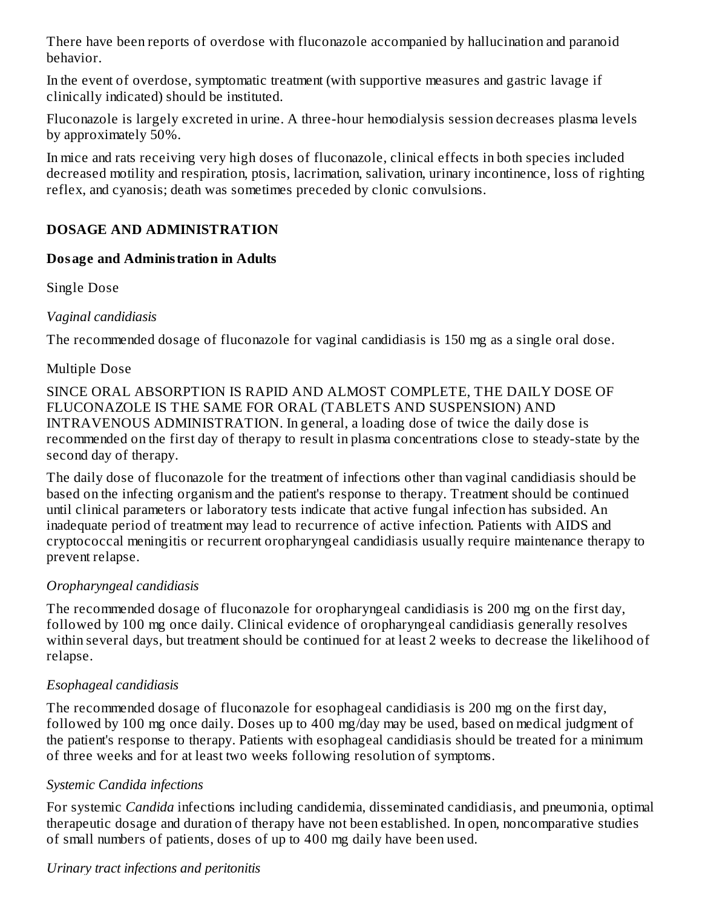There have been reports of overdose with fluconazole accompanied by hallucination and paranoid behavior.

In the event of overdose, symptomatic treatment (with supportive measures and gastric lavage if clinically indicated) should be instituted.

Fluconazole is largely excreted in urine. A three-hour hemodialysis session decreases plasma levels by approximately 50%.

In mice and rats receiving very high doses of fluconazole, clinical effects in both species included decreased motility and respiration, ptosis, lacrimation, salivation, urinary incontinence, loss of righting reflex, and cyanosis; death was sometimes preceded by clonic convulsions.

## DOSAGE AND ADMINISTRATION

### Dosage and Administration in Adults

Single Dose

*Vaginal candidiasis*

The recommended dosage of fluconazole for vaginal candidiasis is 150 mg as a single oral dose.

Multiple Dose

SINCE ORAL ABSORPTION IS RAPID AND ALMOST COMPLETE, THE DAILY DOSE OF FLUCONAZOLE IS THE SAME FOR ORAL (TABLETS AND SUSPENSION) AND INTRAVENOUS ADMINISTRATION. In general, a loading dose of twice the daily dose is recommended on the first day of therapy to result in plasma concentrations close to steady-state by the second day of therapy.

The daily dose of fluconazole for the treatment of infections other than vaginal candidiasis should be based on the infecting organism and the patient's response to therapy. Treatment should be continued until clinical parameters or laboratory tests indicate that active fungal infection has subsided. An inadequate period of treatment may lead to recurrence of active infection. Patients with AIDS and cryptococcal meningitis or recurrent oropharyngeal candidiasis usually require maintenance therapy to prevent relapse.

*Oropharyngeal candidiasis*

The recommended dosage of fluconazole for oropharyngeal candidiasis is 200 mg on the first day, followed by 100 mg once daily. Clinical evidence of oropharyngeal candidiasis generally resolves within several days, but treatment should be continued for at least 2 weeks to decrease the likelihood of relapse.

*Esophageal candidiasis*

The recommended dosage of fluconazole for esophageal candidiasis is 200 mg on the first day, followed by 100 mg once daily. Doses up to 400 mg/day may be used, based on medical judgment of the patient's response to therapy. Patients with esophageal candidiasis should be treated for a minimum of three weeks and for at least two weeks following resolution of symptoms.

*Systemic Candida infections*

For systemic *Candida* infections including candidemia, disseminated candidiasis, and pneumonia, optimal therapeutic dosage and duration of therapy have not been established. In open, noncomparative studies of small numbers of patients, doses of up to 400 mg daily have been used.

*Urinary tract infections and peritonitis*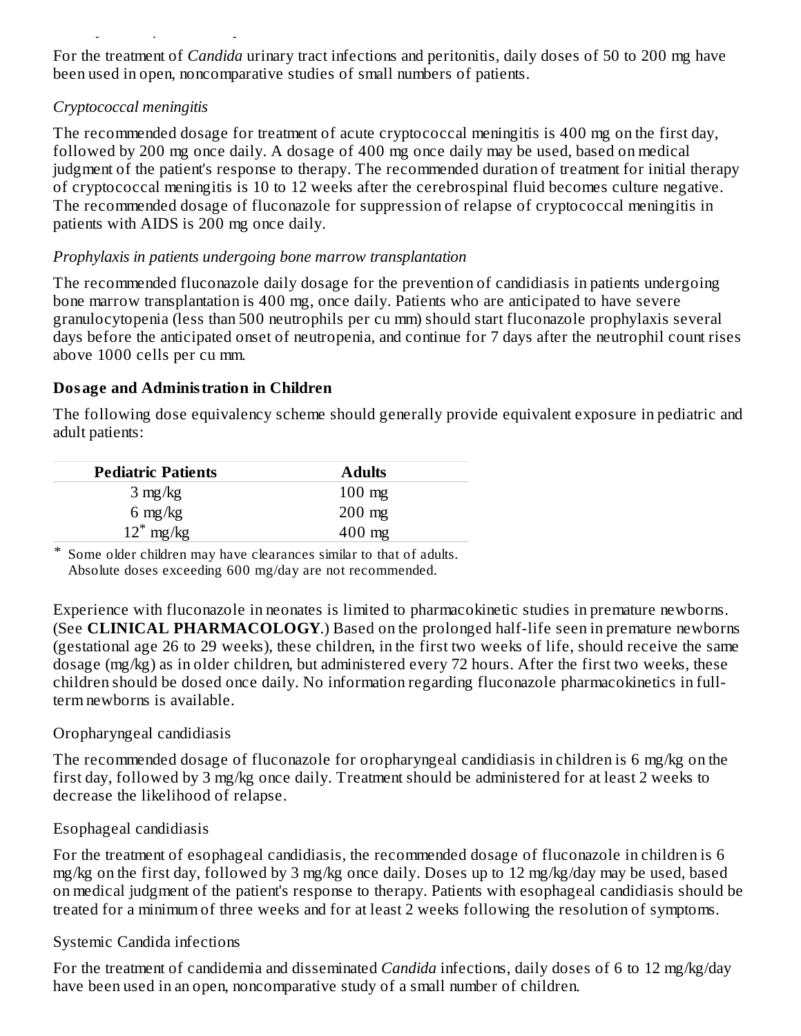For the treatment of *Candida* urinary tract infections and peritonitis, daily doses of 50 to 200 mg have been used in open, noncomparative studies of small numbers of patients.

*Cryptococcal meningitis*

The recommended dosage for treatment of acute cryptococcal meningitis is 400 mg on the first day, followed by 200 mg once daily. A dosage of 400 mg once daily may be used, based on medical judgment of the patient's response to therapy. The recommended duration of treatment for initial therapy of cryptococcal meningitis is 10 to 12 weeks after the cerebrospinal fluid becomes culture negative. The recommended dosage of fluconazole for suppression of relapse of cryptococcal meningitis in patients with AIDS is 200 mg once daily.

*Prophylaxis in patients undergoing bone marrow transplantation*

The recommended fluconazole daily dosage for the prevention of candidiasis in patients undergoing bone marrow transplantation is 400 mg, once daily. Patients who are anticipated to have severe granulocytopenia (less than 500 neutrophils per cu mm) should start fluconazole prophylaxis several days before the anticipated onset of neutropenia, and continue for 7 days after the neutrophil count rises above 1000 cells per cu mm.

**Dosage and Administration in Children**

The following dose equivalency scheme should generally provide equivalent exposure in pediatric and adult patients:

| Pediatric Patients | Adults |
| --- | --- |
| 3 mg/kg | 100 mg |
| 6 mg/kg | 200 mg |
| 12* mg/kg | 400 mg |

\* Some older children may have clearances similar to that of adults. Absolute doses exceeding 600 mg/day are not recommended.

Experience with fluconazole in neonates is limited to pharmacokinetic studies in premature newborns. (See **CLINICAL PHARMACOLOGY**.) Based on the prolonged half-life seen in premature newborns (gestational age 26 to 29 weeks), these children, in the first two weeks of life, should receive the same dosage (mg/kg) as in older children, but administered every 72 hours. After the first two weeks, these children should be dosed once daily. No information regarding fluconazole pharmacokinetics in full-term newborns is available.

Oropharyngeal candidiasis

The recommended dosage of fluconazole for oropharyngeal candidiasis in children is 6 mg/kg on the first day, followed by 3 mg/kg once daily. Treatment should be administered for at least 2 weeks to decrease the likelihood of relapse.

Esophageal candidiasis

For the treatment of esophageal candidiasis, the recommended dosage of fluconazole in children is 6 mg/kg on the first day, followed by 3 mg/kg once daily. Doses up to 12 mg/kg/day may be used, based on medical judgment of the patient's response to therapy. Patients with esophageal candidiasis should be treated for a minimum of three weeks and for at least 2 weeks following the resolution of symptoms.

Systemic Candida infections

For the treatment of candidemia and disseminated *Candida* infections, daily doses of 6 to 12 mg/kg/day have been used in an open, noncomparative study of a small number of children.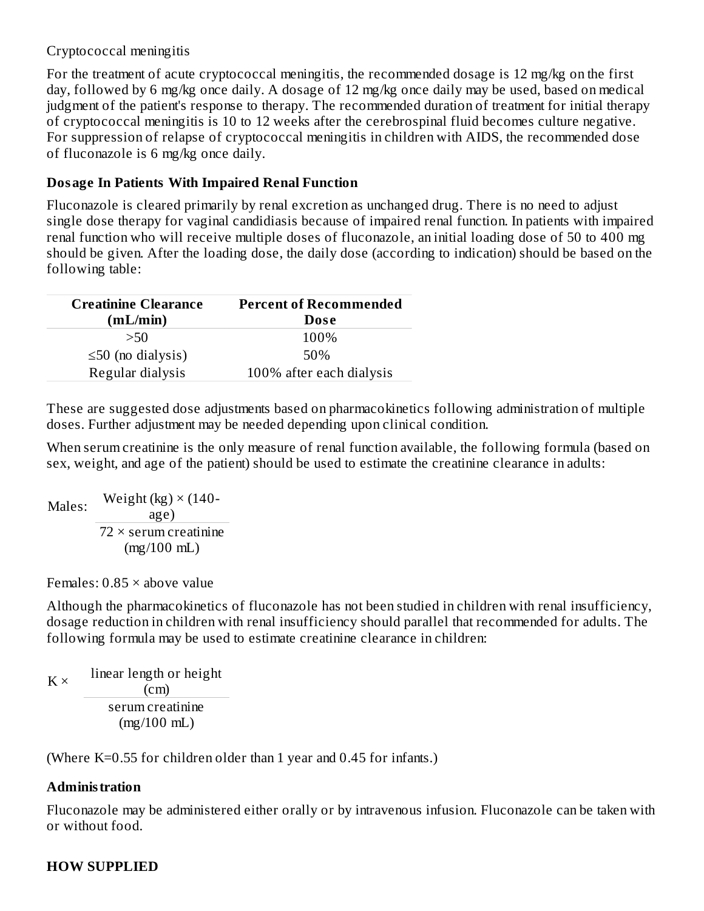Cryptococcal meningitis

For the treatment of acute cryptococcal meningitis, the recommended dosage is 12 mg/kg on the first day, followed by 6 mg/kg once daily. A dosage of 12 mg/kg once daily may be used, based on medical judgment of the patient's response to therapy. The recommended duration of treatment for initial therapy of cryptococcal meningitis is 10 to 12 weeks after the cerebrospinal fluid becomes culture negative. For suppression of relapse of cryptococcal meningitis in children with AIDS, the recommended dose of fluconazole is 6 mg/kg once daily.

### Dosage In Patients With Impaired Renal Function

Fluconazole is cleared primarily by renal excretion as unchanged drug. There is no need to adjust single dose therapy for vaginal candidiasis because of impaired renal function. In patients with impaired renal function who will receive multiple doses of fluconazole, an initial loading dose of 50 to 400 mg should be given. After the loading dose, the daily dose (according to indication) should be based on the following table:

| Creatinine Clearance (mL/min) | Percent of Recommended Dose |
|---|---|
| >50 | 100% |
| ≤50 (no dialysis) | 50% |
| Regular dialysis | 100% after each dialysis |

These are suggested dose adjustments based on pharmacokinetics following administration of multiple doses. Further adjustment may be needed depending upon clinical condition.

When serum creatinine is the only measure of renal function available, the following formula (based on sex, weight, and age of the patient) should be used to estimate the creatinine clearance in adults:

$$\text{Males: } \frac{\text{Weight (kg)} \times (140 - \text{age})}{72 \times \text{serum creatinine (mg/100 mL)}}$$

Females: $0.85 \times$ above value

Although the pharmacokinetics of fluconazole has not been studied in children with renal insufficiency, dosage reduction in children with renal insufficiency should parallel that recommended for adults. The following formula may be used to estimate creatinine clearance in children:

$$K \times \frac{\text{linear length or height (cm)}}{\text{serum creatinine (mg/100 mL)}}$$

(Where K=0.55 for children older than 1 year and 0.45 for infants.)

### Administration

Fluconazole may be administered either orally or by intravenous infusion. Fluconazole can be taken with or without food.

## HOW SUPPLIED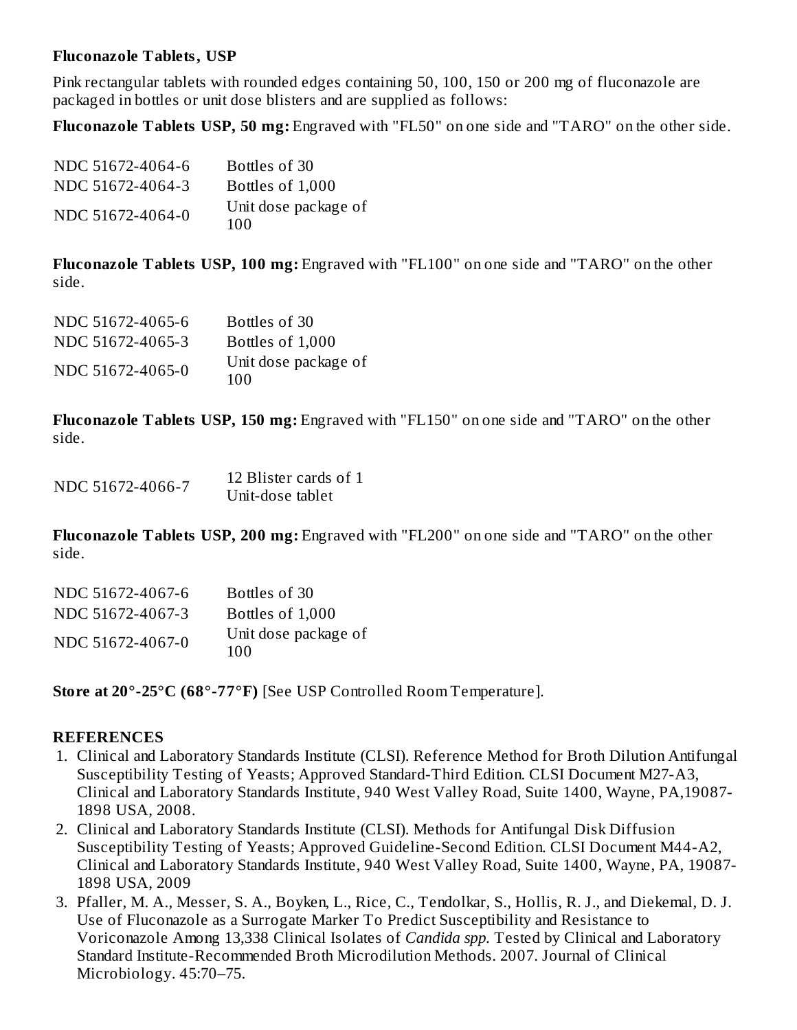**Fluconazole Tablets, USP**

Pink rectangular tablets with rounded edges containing 50, 100, 150 or 200 mg of fluconazole are packaged in bottles or unit dose blisters and are supplied as follows:

**Fluconazole Tablets USP, 50 mg:** Engraved with "FL50" on one side and "TARO" on the other side.

| | |
|---|---|
| NDC 51672-4064-6 | Bottles of 30 |
| NDC 51672-4064-3 | Bottles of 1,000 |
| NDC 51672-4064-0 | Unit dose package of 100 |

**Fluconazole Tablets USP, 100 mg:** Engraved with "FL100" on one side and "TARO" on the other side.

| | |
|---|---|
| NDC 51672-4065-6 | Bottles of 30 |
| NDC 51672-4065-3 | Bottles of 1,000 |
| NDC 51672-4065-0 | Unit dose package of 100 |

**Fluconazole Tablets USP, 150 mg:** Engraved with "FL150" on one side and "TARO" on the other side.

| | |
|---|---|
| NDC 51672-4066-7 | 12 Blister cards of 1 Unit-dose tablet |

**Fluconazole Tablets USP, 200 mg:** Engraved with "FL200" on one side and "TARO" on the other side.

| | |
|---|---|
| NDC 51672-4067-6 | Bottles of 30 |
| NDC 51672-4067-3 | Bottles of 1,000 |
| NDC 51672-4067-0 | Unit dose package of 100 |

**Store at 20°-25°C (68°-77°F)** [See USP Controlled Room Temperature].

**REFERENCES**

1. Clinical and Laboratory Standards Institute (CLSI). Reference Method for Broth Dilution Antifungal Susceptibility Testing of Yeasts; Approved Standard-Third Edition. CLSI Document M27-A3, Clinical and Laboratory Standards Institute, 940 West Valley Road, Suite 1400, Wayne, PA,19087-1898 USA, 2008.
2. Clinical and Laboratory Standards Institute (CLSI). Methods for Antifungal Disk Diffusion Susceptibility Testing of Yeasts; Approved Guideline-Second Edition. CLSI Document M44-A2, Clinical and Laboratory Standards Institute, 940 West Valley Road, Suite 1400, Wayne, PA, 19087-1898 USA, 2009
3. Pfaller, M. A., Messer, S. A., Boyken, L., Rice, C., Tendolkar, S., Hollis, R. J., and Diekemal, D. J. Use of Fluconazole as a Surrogate Marker To Predict Susceptibility and Resistance to Voriconazole Among 13,338 Clinical Isolates of *Candida spp.* Tested by Clinical and Laboratory Standard Institute-Recommended Broth Microdilution Methods. 2007. Journal of Clinical Microbiology. 45:70–75.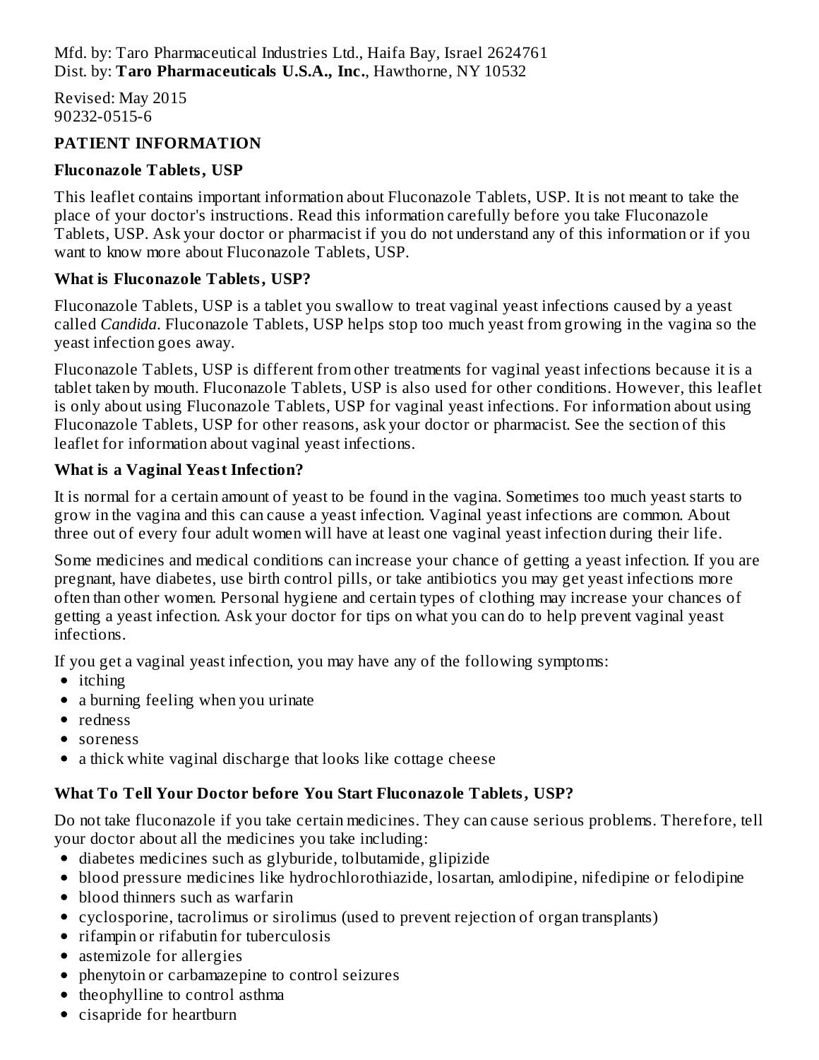Mfd. by: Taro Pharmaceutical Industries Ltd., Haifa Bay, Israel 2624761
Dist. by: **Taro Pharmaceuticals U.S.A., Inc.**, Hawthorne, NY 10532

Revised: May 2015
90232-0515-6

## PATIENT INFORMATION

### Fluconazole Tablets, USP

This leaflet contains important information about Fluconazole Tablets, USP. It is not meant to take the place of your doctor's instructions. Read this information carefully before you take Fluconazole Tablets, USP. Ask your doctor or pharmacist if you do not understand any of this information or if you want to know more about Fluconazole Tablets, USP.

### What is Fluconazole Tablets, USP?

Fluconazole Tablets, USP is a tablet you swallow to treat vaginal yeast infections caused by a yeast called *Candida*. Fluconazole Tablets, USP helps stop too much yeast from growing in the vagina so the yeast infection goes away.

Fluconazole Tablets, USP is different from other treatments for vaginal yeast infections because it is a tablet taken by mouth. Fluconazole Tablets, USP is also used for other conditions. However, this leaflet is only about using Fluconazole Tablets, USP for vaginal yeast infections. For information about using Fluconazole Tablets, USP for other reasons, ask your doctor or pharmacist. See the section of this leaflet for information about vaginal yeast infections.

### What is a Vaginal Yeast Infection?

It is normal for a certain amount of yeast to be found in the vagina. Sometimes too much yeast starts to grow in the vagina and this can cause a yeast infection. Vaginal yeast infections are common. About three out of every four adult women will have at least one vaginal yeast infection during their life.

Some medicines and medical conditions can increase your chance of getting a yeast infection. If you are pregnant, have diabetes, use birth control pills, or take antibiotics you may get yeast infections more often than other women. Personal hygiene and certain types of clothing may increase your chances of getting a yeast infection. Ask your doctor for tips on what you can do to help prevent vaginal yeast infections.

If you get a vaginal yeast infection, you may have any of the following symptoms:

- itching
- a burning feeling when you urinate
- redness
- soreness
- a thick white vaginal discharge that looks like cottage cheese

### What To Tell Your Doctor before You Start Fluconazole Tablets, USP?

Do not take fluconazole if you take certain medicines. They can cause serious problems. Therefore, tell your doctor about all the medicines you take including:

- diabetes medicines such as glyburide, tolbutamide, glipizide
- blood pressure medicines like hydrochlorothiazide, losartan, amlodipine, nifedipine or felodipine
- blood thinners such as warfarin
- cyclosporine, tacrolimus or sirolimus (used to prevent rejection of organ transplants)
- rifampin or rifabutin for tuberculosis
- astemizole for allergies
- phenytoin or carbamazepine to control seizures
- theophylline to control asthma
- cisapride for heartburn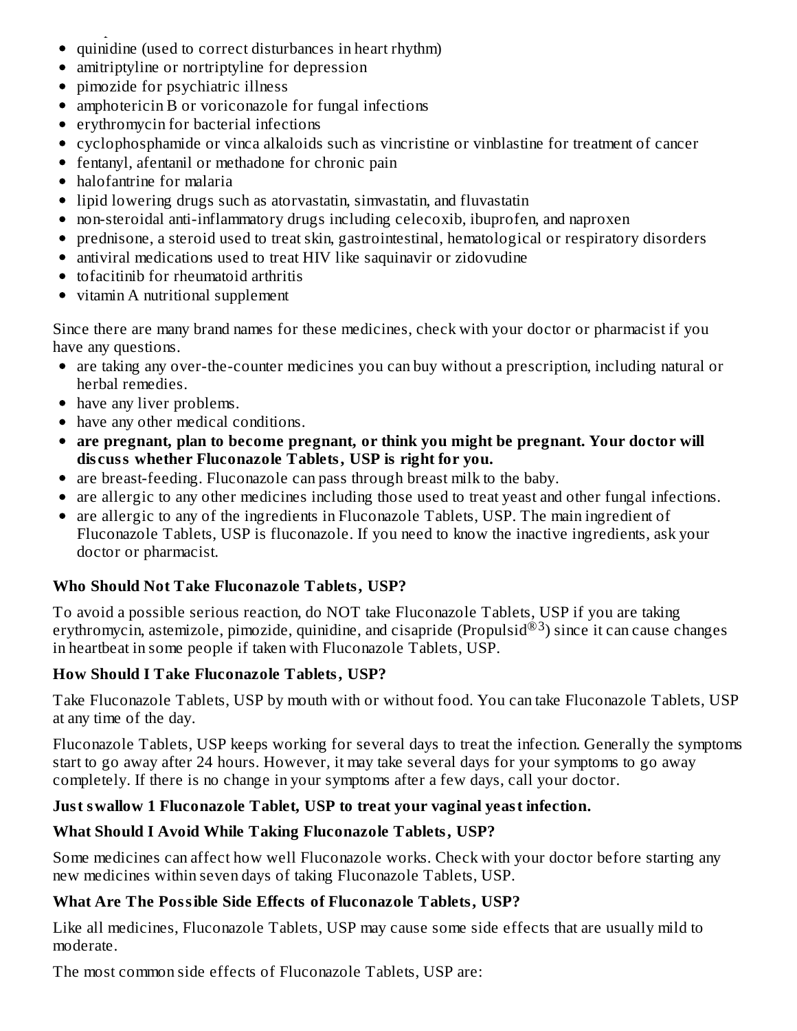- quinidine (used to correct disturbances in heart rhythm)
- amitriptyline or nortriptyline for depression
- pimozide for psychiatric illness
- amphotericin B or voriconazole for fungal infections
- erythromycin for bacterial infections
- cyclophosphamide or vinca alkaloids such as vincristine or vinblastine for treatment of cancer
- fentanyl, afentanil or methadone for chronic pain
- halofantrine for malaria
- lipid lowering drugs such as atorvastatin, simvastatin, and fluvastatin
- non-steroidal anti-inflammatory drugs including celecoxib, ibuprofen, and naproxen
- prednisone, a steroid used to treat skin, gastrointestinal, hematological or respiratory disorders
- antiviral medications used to treat HIV like saquinavir or zidovudine
- tofacitinib for rheumatoid arthritis
- vitamin A nutritional supplement

Since there are many brand names for these medicines, check with your doctor or pharmacist if you have any questions.

- are taking any over-the-counter medicines you can buy without a prescription, including natural or herbal remedies.
- have any liver problems.
- have any other medical conditions.
- **are pregnant, plan to become pregnant, or think you might be pregnant. Your doctor will discuss whether Fluconazole Tablets, USP is right for you.**
- are breast-feeding. Fluconazole can pass through breast milk to the baby.
- are allergic to any other medicines including those used to treat yeast and other fungal infections.
- are allergic to any of the ingredients in Fluconazole Tablets, USP. The main ingredient of Fluconazole Tablets, USP is fluconazole. If you need to know the inactive ingredients, ask your doctor or pharmacist.

**Who Should Not Take Fluconazole Tablets, USP?**

To avoid a possible serious reaction, do NOT take Fluconazole Tablets, USP if you are taking erythromycin, astemizole, pimozide, quinidine, and cisapride (Propulsid®[3]) since it can cause changes in heartbeat in some people if taken with Fluconazole Tablets, USP.

**How Should I Take Fluconazole Tablets, USP?**

Take Fluconazole Tablets, USP by mouth with or without food. You can take Fluconazole Tablets, USP at any time of the day.

Fluconazole Tablets, USP keeps working for several days to treat the infection. Generally the symptoms start to go away after 24 hours. However, it may take several days for your symptoms to go away completely. If there is no change in your symptoms after a few days, call your doctor.

**Just swallow 1 Fluconazole Tablet, USP to treat your vaginal yeast infection.**

**What Should I Avoid While Taking Fluconazole Tablets, USP?**

Some medicines can affect how well Fluconazole works. Check with your doctor before starting any new medicines within seven days of taking Fluconazole Tablets, USP.

**What Are The Possible Side Effects of Fluconazole Tablets, USP?**

Like all medicines, Fluconazole Tablets, USP may cause some side effects that are usually mild to moderate.

The most common side effects of Fluconazole Tablets, USP are: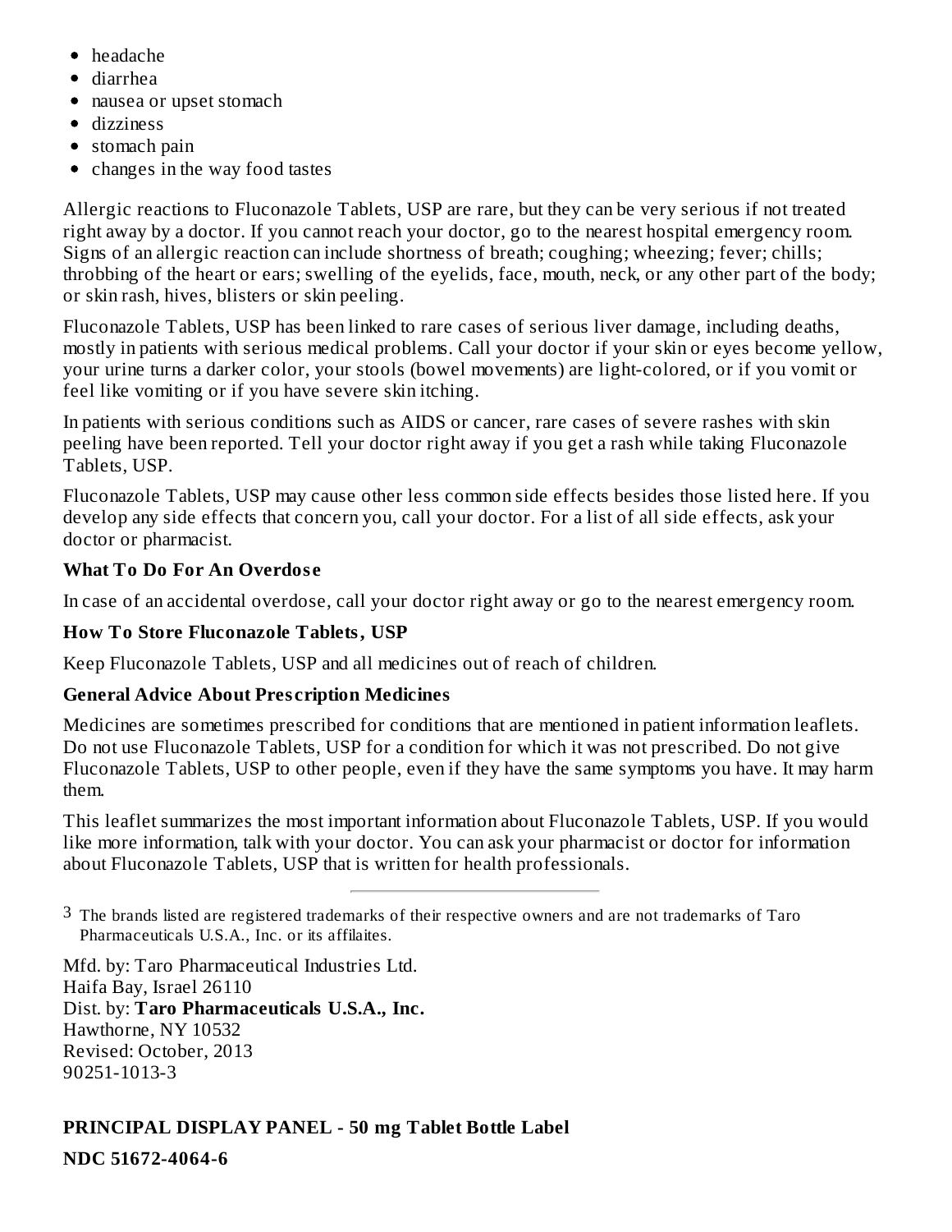- headache
- diarrhea
- nausea or upset stomach
- dizziness
- stomach pain
- changes in the way food tastes

Allergic reactions to Fluconazole Tablets, USP are rare, but they can be very serious if not treated right away by a doctor. If you cannot reach your doctor, go to the nearest hospital emergency room. Signs of an allergic reaction can include shortness of breath; coughing; wheezing; fever; chills; throbbing of the heart or ears; swelling of the eyelids, face, mouth, neck, or any other part of the body; or skin rash, hives, blisters or skin peeling.

Fluconazole Tablets, USP has been linked to rare cases of serious liver damage, including deaths, mostly in patients with serious medical problems. Call your doctor if your skin or eyes become yellow, your urine turns a darker color, your stools (bowel movements) are light-colored, or if you vomit or feel like vomiting or if you have severe skin itching.

In patients with serious conditions such as AIDS or cancer, rare cases of severe rashes with skin peeling have been reported. Tell your doctor right away if you get a rash while taking Fluconazole Tablets, USP.

Fluconazole Tablets, USP may cause other less common side effects besides those listed here. If you develop any side effects that concern you, call your doctor. For a list of all side effects, ask your doctor or pharmacist.

**What To Do For An Overdose**

In case of an accidental overdose, call your doctor right away or go to the nearest emergency room.

**How To Store Fluconazole Tablets, USP**

Keep Fluconazole Tablets, USP and all medicines out of reach of children.

**General Advice About Prescription Medicines**

Medicines are sometimes prescribed for conditions that are mentioned in patient information leaflets. Do not use Fluconazole Tablets, USP for a condition for which it was not prescribed. Do not give Fluconazole Tablets, USP to other people, even if they have the same symptoms you have. It may harm them.

This leaflet summarizes the most important information about Fluconazole Tablets, USP. If you would like more information, talk with your doctor. You can ask your pharmacist or doctor for information about Fluconazole Tablets, USP that is written for health professionals.

---

[3] The brands listed are registered trademarks of their respective owners and are not trademarks of Taro Pharmaceuticals U.S.A., Inc. or its affilaites.

Mfd. by: Taro Pharmaceutical Industries Ltd.
Haifa Bay, Israel 26110
Dist. by: **Taro Pharmaceuticals U.S.A., Inc.**
Hawthorne, NY 10532
Revised: October, 2013
90251-1013-3

**PRINCIPAL DISPLAY PANEL - 50 mg Tablet Bottle Label**

**NDC 51672-4064-6**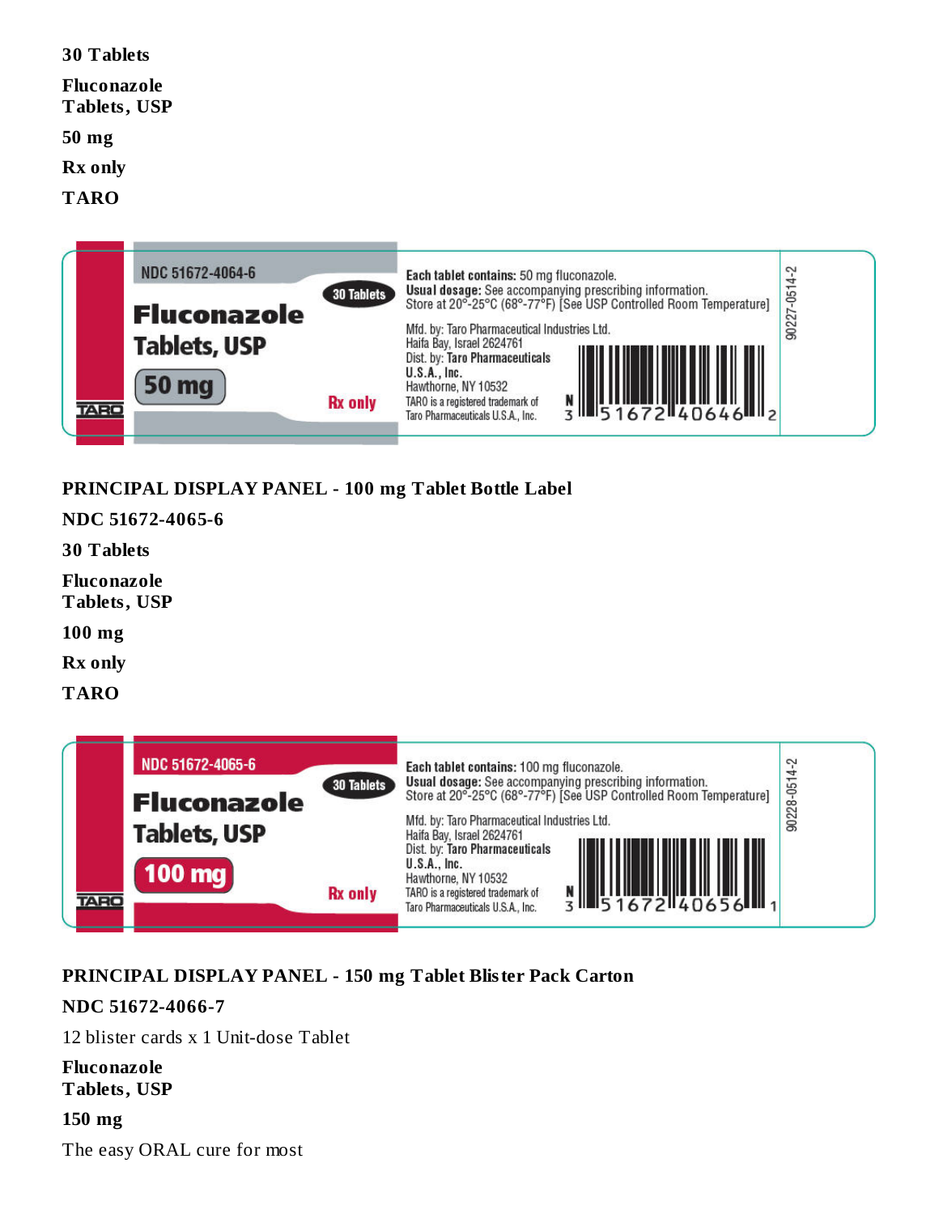**30 Tablets**

**Fluconazole Tablets, USP**

**50 mg**

**Rx only**

**TARO**

NDC 51672-4064-6

30 Tablets

Fluconazole Tablets, USP

50 mg

Rx only

TARO

**Each tablet contains:** 50 mg fluconazole.
**Usual dosage:** See accompanying prescribing information.
Store at 20°-25°C (68°-77°F) [See USP Controlled Room Temperature]

Mfd. by: Taro Pharmaceutical Industries Ltd.
Haifa Bay, Israel 2624761
Dist. by: **Taro Pharmaceuticals U.S.A., Inc.**
Hawthorne, NY 10532
TARO is a registered trademark of Taro Pharmaceuticals U.S.A., Inc.

N 3 51672 40646 2

90227-0514-2

**PRINCIPAL DISPLAY PANEL - 100 mg Tablet Bottle Label**

**NDC 51672-4065-6**

**30 Tablets**

**Fluconazole Tablets, USP**

**100 mg**

**Rx only**

**TARO**

NDC 51672-4065-6

30 Tablets

Fluconazole Tablets, USP

100 mg

Rx only

TARO

**Each tablet contains:** 100 mg fluconazole.
**Usual dosage:** See accompanying prescribing information.
Store at 20°-25°C (68°-77°F) [See USP Controlled Room Temperature]

Mfd. by: Taro Pharmaceutical Industries Ltd.
Haifa Bay, Israel 2624761
Dist. by: **Taro Pharmaceuticals U.S.A., Inc.**
Hawthorne, NY 10532
TARO is a registered trademark of Taro Pharmaceuticals U.S.A., Inc.

N 3 51672 40656 1

90228-0514-2

**PRINCIPAL DISPLAY PANEL - 150 mg Tablet Blister Pack Carton**

**NDC 51672-4066-7**

12 blister cards x 1 Unit-dose Tablet

**Fluconazole Tablets, USP**

**150 mg**

The easy ORAL cure for most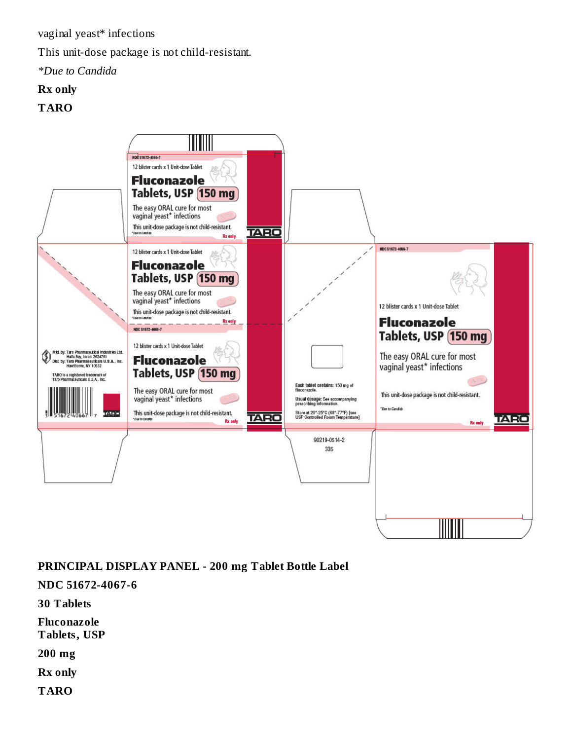vaginal yeast* infections

This unit-dose package is not child-resistant.

*\*Due to Candida*

**Rx only**

**TARO**

NDC 51672-4066-7

12 blister cards x 1 Unit-dose Tablet

**Fluconazole Tablets, USP 150 mg**

The easy ORAL cure for most vaginal yeast* infections

This unit-dose package is not child-resistant.

*Due to Candida

Rx only

TARO

Mfd. by: Taro Pharmaceutical Industries Ltd. Haifa Bay, Israel 2624761

Dist. by: Taro Pharmaceuticals U.S.A., Inc. Hawthorne, NY 10532

TARO is a registered trademark of Taro Pharmaceuticals U.S.A., Inc.

3 51672 40667 7

Each tablet contains: 150 mg of fluconazole.

Usual dosage: See accompanying prescribing information.

Store at 20°-25°C (68°-77°F) [see USP Controlled Room Temperature]

90219-0514-2

335

**PRINCIPAL DISPLAY PANEL - 200 mg Tablet Bottle Label**

**NDC 51672-4067-6**

**30 Tablets**

**Fluconazole Tablets, USP**

**200 mg**

**Rx only**

**TARO**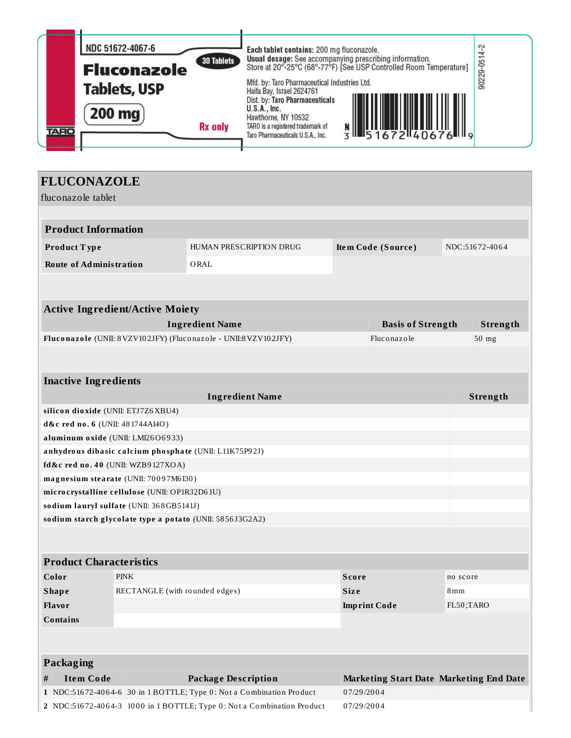NDC 51672-4067-6

**Fluconazole Tablets, USP**

**200 mg**

30 Tablets

Rx only

TARO

**Each tablet contains:** 200 mg fluconazole.
**Usual dosage:** See accompanying prescribing information.
Store at 20°-25°C (68°-77°F) [See USP Controlled Room Temperature]

Mfd. by: Taro Pharmaceutical Industries Ltd.
Haifa Bay, Israel 2624761
Dist. by: **Taro Pharmaceuticals U.S.A., Inc.**
Hawthorne, NY 10532
TARO is a registered trademark of Taro Pharmaceuticals U.S.A., Inc.

N 3 51672 40676 9

90229-0514-2

# FLUCONAZOLE

fluconazole tablet

| **Product Information** | | | |
|---|---|---|---|
| **Product Type** | HUMAN PRESCRIPTION DRUG | **Item Code (Source)** | NDC:51672-4064 |
| **Route of Administration** | ORAL | | |

| **Active Ingredient/Active Moiety** | | |
|---|---|---|
| **Ingredient Name** | **Basis of Strength** | **Strength** |
| **Fluconazole** (UNII: 8VZV102JFY) (Fluconazole - UNII:8VZV102JFY) | Fluconazole | 50 mg |

| **Inactive Ingredients** | |
|---|---|
| **Ingredient Name** | **Strength** |
| **silicon dioxide** (UNII: ETJ7Z6XBU4) | |
| **d&c red no. 6** (UNII: 481744AI4O) | |
| **aluminum oxide** (UNII: LMI26O6933) | |
| **anhydrous dibasic calcium phosphate** (UNII: L11K75P92J) | |
| **fd&c red no. 40** (UNII: WZB9127XOA) | |
| **magnesium stearate** (UNII: 70097M6I30) | |
| **microcrystalline cellulose** (UNII: OP1R32D61U) | |
| **sodium lauryl sulfate** (UNII: 368GB5141J) | |
| **sodium starch glycolate type a potato** (UNII: 5856J3G2A2) | |

| **Product Characteristics** | | | |
|---|---|---|---|
| **Color** | PINK | **Score** | no score |
| **Shape** | RECTANGLE (with rounded edges) | **Size** | 8mm |
| **Flavor** | | **Imprint Code** | FL50;TARO |
| **Contains** | | | |

| **Packaging** | | | | |
|---|---|---|---|---|
| **#** | **Item Code** | **Package Description** | **Marketing Start Date** | **Marketing End Date** |
| **1** | NDC:51672-4064-6 | 30 in 1 BOTTLE; Type 0: Not a Combination Product | 07/29/2004 | |
| **2** | NDC:51672-4064-3 | 1000 in 1 BOTTLE; Type 0: Not a Combination Product | 07/29/2004 | |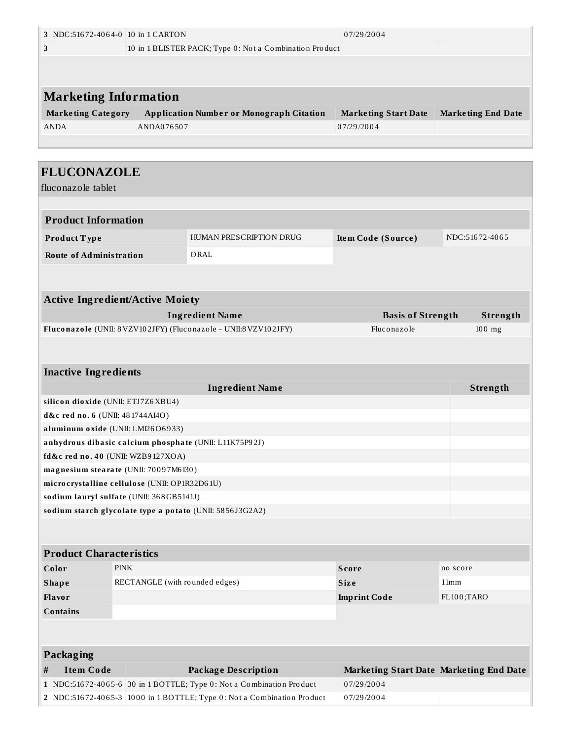| 3 | NDC:51672-4064-0 | 10 in 1 CARTON | 07/29/2004 | |
|---|---|---|---|---|
| 3 | | 10 in 1 BLISTER PACK; Type 0: Not a Combination Product | | |

## Marketing Information

| Marketing Category | Application Number or Monograph Citation | Marketing Start Date | Marketing End Date |
|---|---|---|---|
| ANDA | ANDA076507 | 07/29/2004 | |

## FLUCONAZOLE

fluconazole tablet

### Product Information

| | | | |
|---|---|---|---|
| **Product Type** | HUMAN PRESCRIPTION DRUG | **Item Code (Source)** | NDC:51672-4065 |
| **Route of Administration** | ORAL | | |

### Active Ingredient/Active Moiety

| Ingredient Name | Basis of Strength | Strength |
|---|---|---|
| **Fluconazole** (UNII: 8VZV102JFY) (Fluconazole - UNII:8VZV102JFY) | Fluconazole | 100 mg |

### Inactive Ingredients

| Ingredient Name | Strength |
|---|---|
| **silicon dioxide** (UNII: ETJ7Z6XBU4) | |
| **d&c red no. 6** (UNII: 481744AI4O) | |
| **aluminum oxide** (UNII: LMI26O6933) | |
| **anhydrous dibasic calcium phosphate** (UNII: L11K75P92J) | |
| **fd&c red no. 40** (UNII: WZB9127XOA) | |
| **magnesium stearate** (UNII: 70097M6I30) | |
| **microcrystalline cellulose** (UNII: OP1R32D61U) | |
| **sodium lauryl sulfate** (UNII: 368GB5141J) | |
| **sodium starch glycolate type a potato** (UNII: 5856J3G2A2) | |

### Product Characteristics

| | | | |
|---|---|---|---|
| **Color** | PINK | **Score** | no score |
| **Shape** | RECTANGLE (with rounded edges) | **Size** | 11mm |
| **Flavor** | | **Imprint Code** | FL100;TARO |
| **Contains** | | | |

### Packaging

| # | Item Code | Package Description | Marketing Start Date | Marketing End Date |
|---|---|---|---|---|
| 1 | NDC:51672-4065-6 | 30 in 1 BOTTLE; Type 0: Not a Combination Product | 07/29/2004 | |
| 2 | NDC:51672-4065-3 | 1000 in 1 BOTTLE; Type 0: Not a Combination Product | 07/29/2004 | |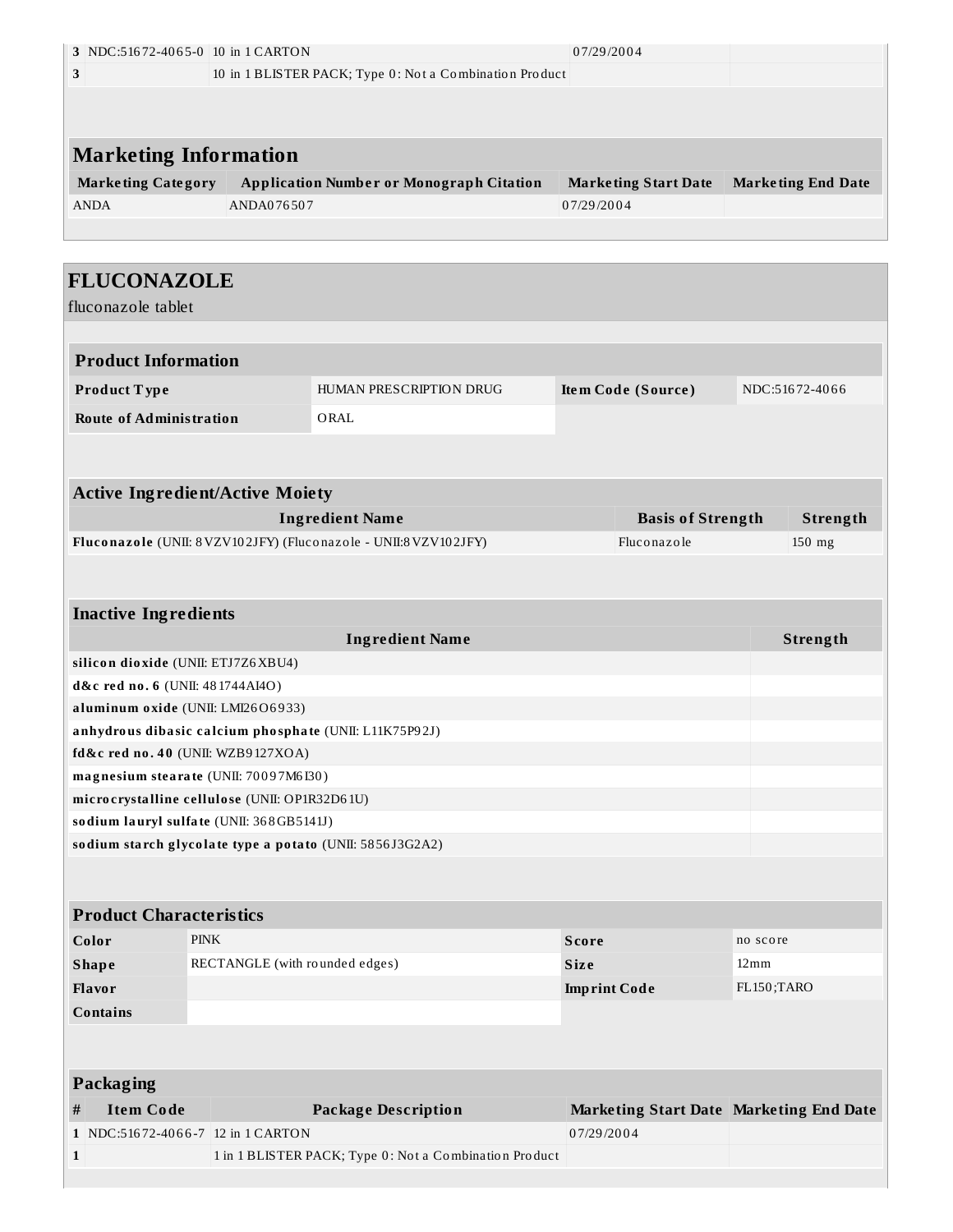| # | Item Code | Package Description | Marketing Start Date | Marketing End Date |
|---|---|---|---|---|
| 3 | NDC:51672-4065-0 | 10 in 1 CARTON | 07/29/2004 | |
| 3 | | 10 in 1 BLISTER PACK; Type 0: Not a Combination Product | | |

## Marketing Information

| Marketing Category | Application Number or Monograph Citation | Marketing Start Date | Marketing End Date |
|---|---|---|---|
| ANDA | ANDA076507 | 07/29/2004 | |

# FLUCONAZOLE

fluconazole tablet

## Product Information

| | | | |
|---|---|---|---|
| **Product Type** | HUMAN PRESCRIPTION DRUG | **Item Code (Source)** | NDC:51672-4066 |
| **Route of Administration** | ORAL | | |

## Active Ingredient/Active Moiety

| Ingredient Name | Basis of Strength | Strength |
|---|---|---|
| **Fluconazole** (UNII: 8VZV102JFY) (Fluconazole - UNII:8VZV102JFY) | Fluconazole | 150 mg |

## Inactive Ingredients

| Ingredient Name | Strength |
|---|---|
| **silicon dioxide** (UNII: ETJ7Z6XBU4) | |
| **d&c red no. 6** (UNII: 481744AI4O) | |
| **aluminum oxide** (UNII: LMI26O6933) | |
| **anhydrous dibasic calcium phosphate** (UNII: L11K75P92J) | |
| **fd&c red no. 40** (UNII: WZB9127XOA) | |
| **magnesium stearate** (UNII: 70097M6I30) | |
| **microcrystalline cellulose** (UNII: OP1R32D61U) | |
| **sodium lauryl sulfate** (UNII: 368GB5141J) | |
| **sodium starch glycolate type a potato** (UNII: 5856J3G2A2) | |

## Product Characteristics

| | | | |
|---|---|---|---|
| **Color** | PINK | **Score** | no score |
| **Shape** | RECTANGLE (with rounded edges) | **Size** | 12mm |
| **Flavor** | | **Imprint Code** | FL150;TARO |
| **Contains** | | | |

## Packaging

| # | Item Code | Package Description | Marketing Start Date | Marketing End Date |
|---|---|---|---|---|
| 1 | NDC:51672-4066-7 | 12 in 1 CARTON | 07/29/2004 | |
| 1 | | 1 in 1 BLISTER PACK; Type 0: Not a Combination Product | | |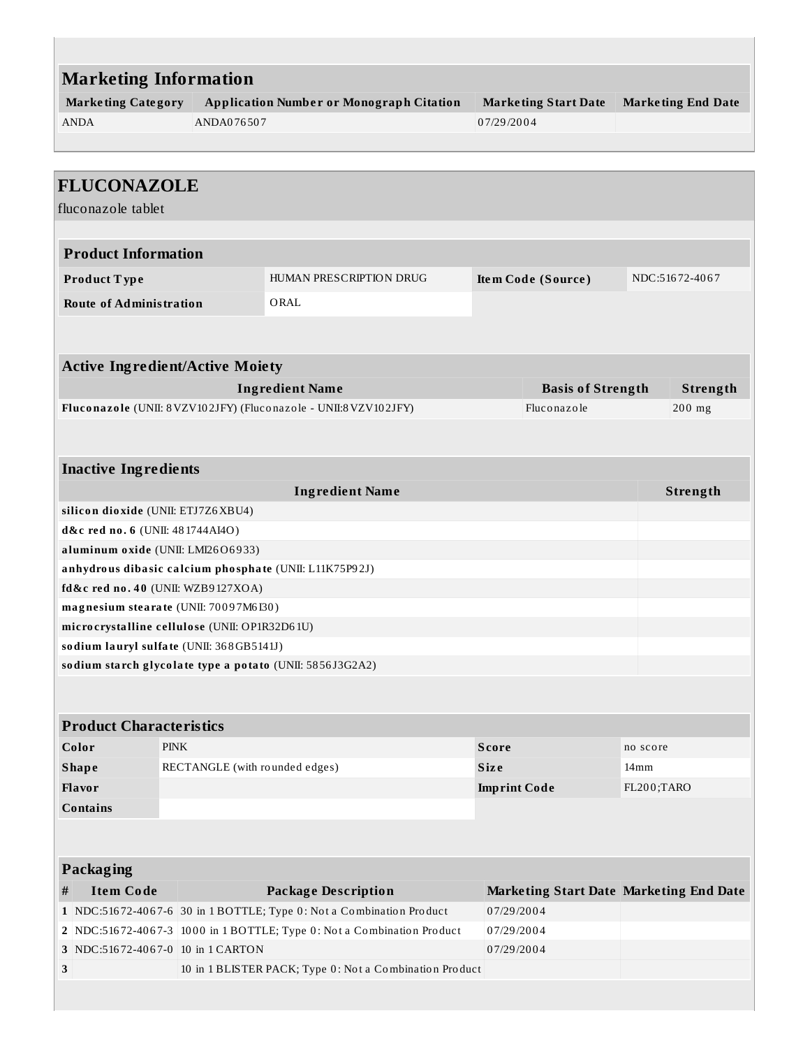## Marketing Information

| Marketing Category | Application Number or Monograph Citation | Marketing Start Date | Marketing End Date |
|---|---|---|---|
| ANDA | ANDA076507 | 07/29/2004 | |

# FLUCONAZOLE

fluconazole tablet

## Product Information

| | | | |
|---|---|---|---|
| **Product Type** | HUMAN PRESCRIPTION DRUG | **Item Code (Source)** | NDC:51672-4067 |
| **Route of Administration** | ORAL | | |

## Active Ingredient/Active Moiety

| Ingredient Name | Basis of Strength | Strength |
|---|---|---|
| **Fluconazole** (UNII: 8VZV102JFY) (Fluconazole - UNII:8VZV102JFY) | Fluconazole | 200 mg |

## Inactive Ingredients

| Ingredient Name | Strength |
|---|---|
| **silicon dioxide** (UNII: ETJ7Z6XBU4) | |
| **d&c red no. 6** (UNII: 481744AI4O) | |
| **aluminum oxide** (UNII: LMI26O6933) | |
| **anhydrous dibasic calcium phosphate** (UNII: L11K75P92J) | |
| **fd&c red no. 40** (UNII: WZB9127XOA) | |
| **magnesium stearate** (UNII: 70097M6I30) | |
| **microcrystalline cellulose** (UNII: OP1R32D61U) | |
| **sodium lauryl sulfate** (UNII: 368GB5141J) | |
| **sodium starch glycolate type a potato** (UNII: 5856J3G2A2) | |

## Product Characteristics

| | | | |
|---|---|---|---|
| **Color** | PINK | **Score** | no score |
| **Shape** | RECTANGLE (with rounded edges) | **Size** | 14mm |
| **Flavor** | | **Imprint Code** | FL200;TARO |
| **Contains** | | | |

## Packaging

| # | Item Code | Package Description | Marketing Start Date | Marketing End Date |
|---|---|---|---|---|
| 1 | NDC:51672-4067-6 | 30 in 1 BOTTLE; Type 0: Not a Combination Product | 07/29/2004 | |
| 2 | NDC:51672-4067-3 | 1000 in 1 BOTTLE; Type 0: Not a Combination Product | 07/29/2004 | |
| 3 | NDC:51672-4067-0 | 10 in 1 CARTON | 07/29/2004 | |
| 3 | | 10 in 1 BLISTER PACK; Type 0: Not a Combination Product | | |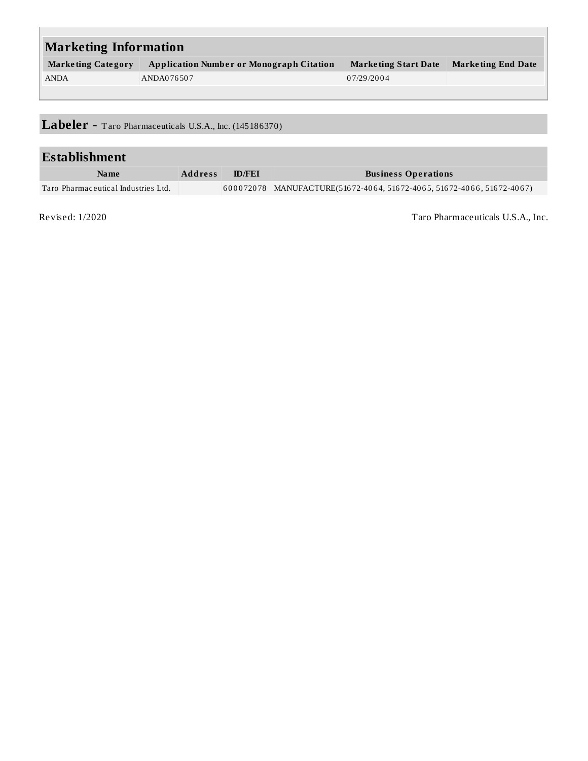## Marketing Information

| Marketing Category | Application Number or Monograph Citation | Marketing Start Date | Marketing End Date |
|---|---|---|---|
| ANDA | ANDA076507 | 07/29/2004 | |

## Labeler - Taro Pharmaceuticals U.S.A., Inc. (145186370)

## Establishment

| Name | Address | ID/FEI | Business Operations |
|---|---|---|---|
| Taro Pharmaceutical Industries Ltd. | | 600072078 | MANUFACTURE(51672-4064, 51672-4065, 51672-4066, 51672-4067) |

Revised: 1/2020

Taro Pharmaceuticals U.S.A., Inc.